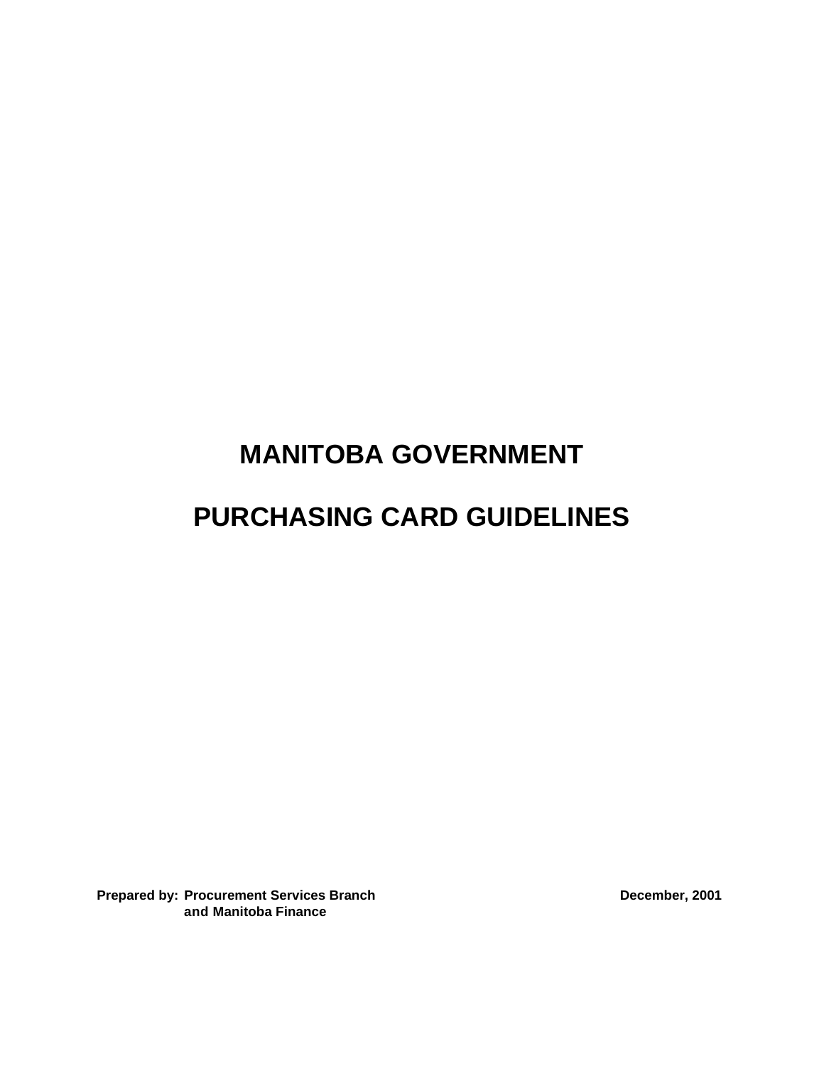# MANITOBA GOVERNMENT

# PURCHASING CARD GUIDELINES

**Prepared by:** **Procurement Services Branch and Manitoba Finance**

**December, 2001**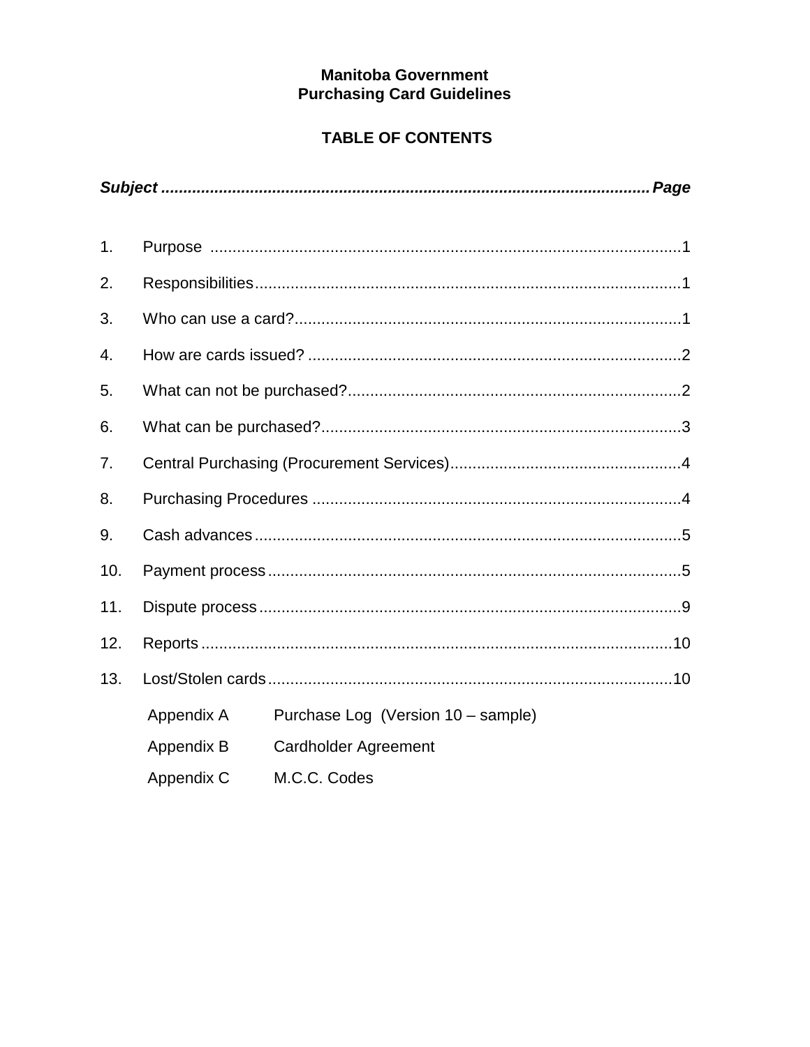# Manitoba Government
# Purchasing Card Guidelines

## TABLE OF CONTENTS

| *Subject* | | *Page* |
|---|---|---|
| 1. | Purpose | 1 |
| 2. | Responsibilities | 1 |
| 3. | Who can use a card? | 1 |
| 4. | How are cards issued? | 2 |
| 5. | What can not be purchased? | 2 |
| 6. | What can be purchased? | 3 |
| 7. | Central Purchasing (Procurement Services) | 4 |
| 8. | Purchasing Procedures | 4 |
| 9. | Cash advances | 5 |
| 10. | Payment process | 5 |
| 11. | Dispute process | 9 |
| 12. | Reports | 10 |
| 13. | Lost/Stolen cards | 10 |

| | |
|---|---|
| Appendix A | Purchase Log (Version 10 – sample) |
| Appendix B | Cardholder Agreement |
| Appendix C | M.C.C. Codes |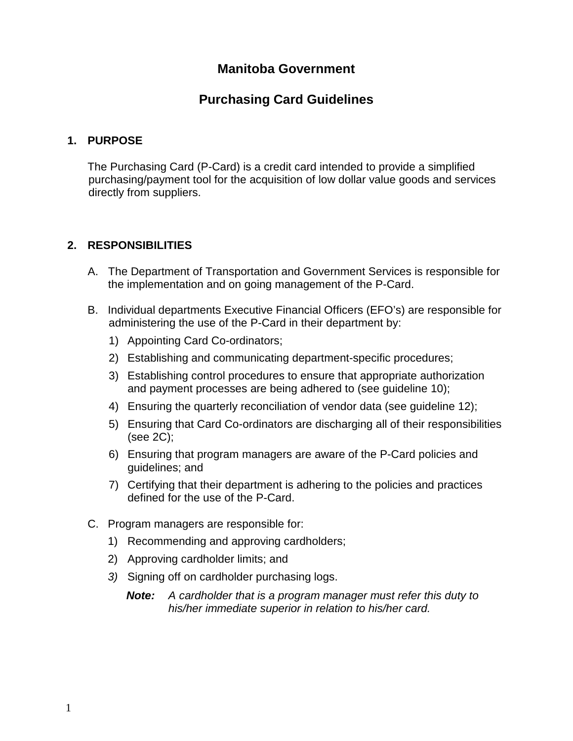# Manitoba Government

## Purchasing Card Guidelines

### 1. PURPOSE

The Purchasing Card (P-Card) is a credit card intended to provide a simplified purchasing/payment tool for the acquisition of low dollar value goods and services directly from suppliers.

### 2. RESPONSIBILITIES

A. The Department of Transportation and Government Services is responsible for the implementation and on going management of the P-Card.

B. Individual departments Executive Financial Officers (EFO's) are responsible for administering the use of the P-Card in their department by:

1) Appointing Card Co-ordinators;
2) Establishing and communicating department-specific procedures;
3) Establishing control procedures to ensure that appropriate authorization and payment processes are being adhered to (see guideline 10);
4) Ensuring the quarterly reconciliation of vendor data (see guideline 12);
5) Ensuring that Card Co-ordinators are discharging all of their responsibilities (see 2C);
6) Ensuring that program managers are aware of the P-Card policies and guidelines; and
7) Certifying that their department is adhering to the policies and practices defined for the use of the P-Card.

C. Program managers are responsible for:

1) Recommending and approving cardholders;
2) Approving cardholder limits; and
3) Signing off on cardholder purchasing logs.

***Note:*** *A cardholder that is a program manager must refer this duty to his/her immediate superior in relation to his/her card.*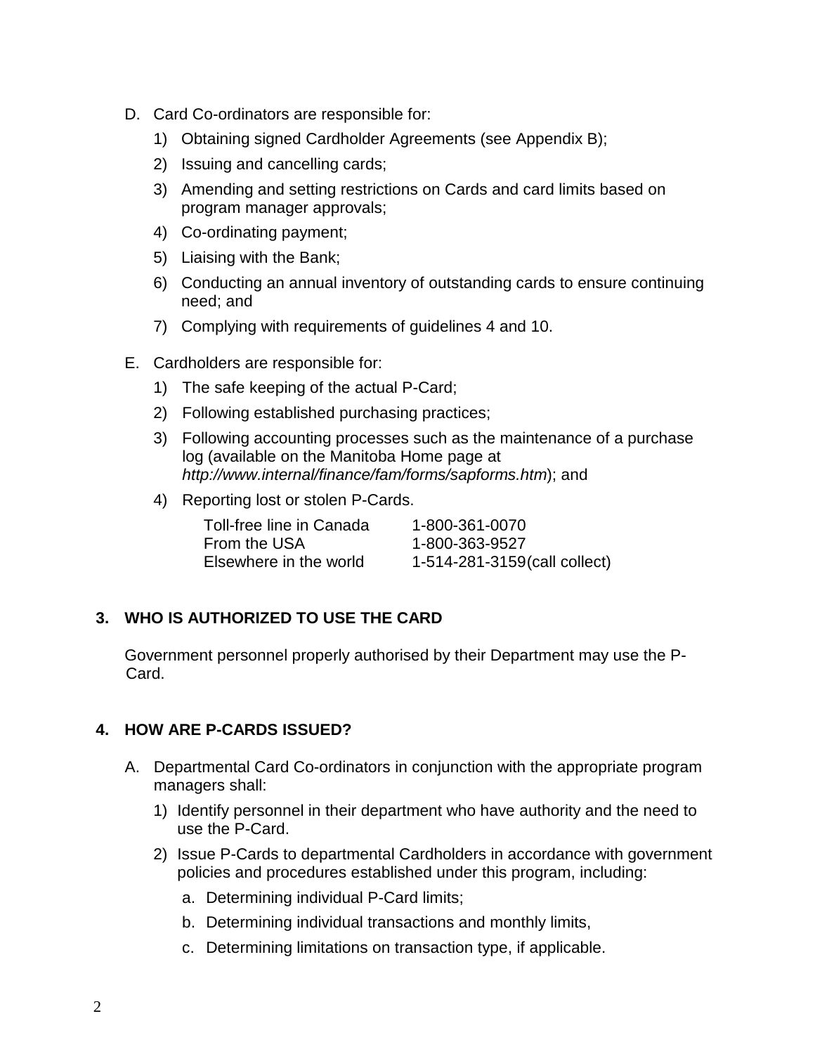D. Card Co-ordinators are responsible for:

1) Obtaining signed Cardholder Agreements (see Appendix B);
2) Issuing and cancelling cards;
3) Amending and setting restrictions on Cards and card limits based on program manager approvals;
4) Co-ordinating payment;
5) Liaising with the Bank;
6) Conducting an annual inventory of outstanding cards to ensure continuing need; and
7) Complying with requirements of guidelines 4 and 10.

E. Cardholders are responsible for:

1) The safe keeping of the actual P-Card;
2) Following established purchasing practices;
3) Following accounting processes such as the maintenance of a purchase log (available on the Manitoba Home page at *http://www.internal/finance/fam/forms/sapforms.htm*); and
4) Reporting lost or stolen P-Cards.

| | |
|---|---|
| Toll-free line in Canada | 1-800-361-0070 |
| From the USA | 1-800-363-9527 |
| Elsewhere in the world | 1-514-281-3159(call collect) |

## 3. WHO IS AUTHORIZED TO USE THE CARD

Government personnel properly authorised by their Department may use the P-Card.

## 4. HOW ARE P-CARDS ISSUED?

A. Departmental Card Co-ordinators in conjunction with the appropriate program managers shall:

1) Identify personnel in their department who have authority and the need to use the P-Card.
2) Issue P-Cards to departmental Cardholders in accordance with government policies and procedures established under this program, including:
   a. Determining individual P-Card limits;
   b. Determining individual transactions and monthly limits,
   c. Determining limitations on transaction type, if applicable.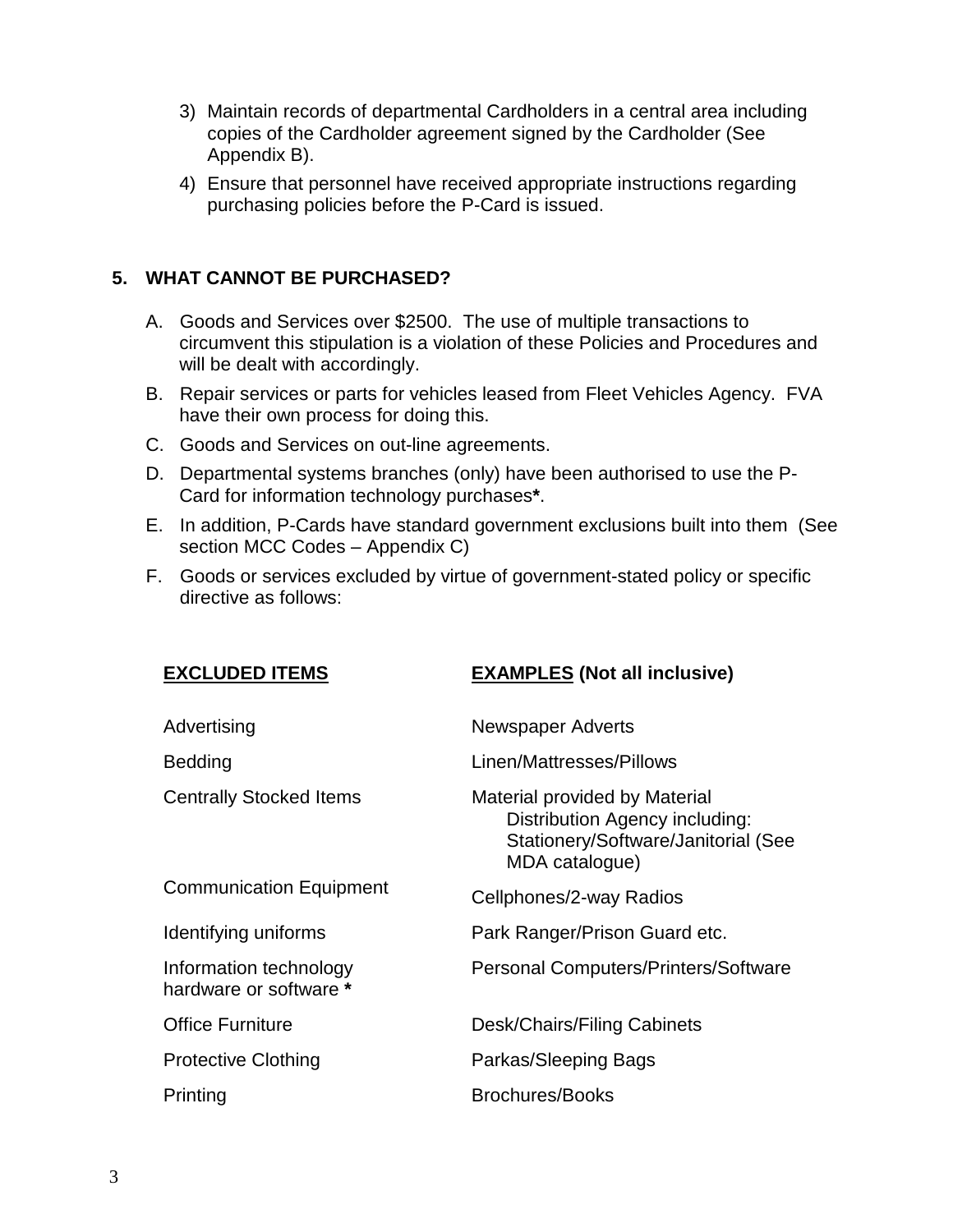3) Maintain records of departmental Cardholders in a central area including copies of the Cardholder agreement signed by the Cardholder (See Appendix B).
4) Ensure that personnel have received appropriate instructions regarding purchasing policies before the P-Card is issued.

## 5. WHAT CANNOT BE PURCHASED?

A. Goods and Services over $2500. The use of multiple transactions to circumvent this stipulation is a violation of these Policies and Procedures and will be dealt with accordingly.

B. Repair services or parts for vehicles leased from Fleet Vehicles Agency. FVA have their own process for doing this.

C. Goods and Services on out-line agreements.

D. Departmental systems branches (only) have been authorised to use the P-Card for information technology purchases**\***.

E. In addition, P-Cards have standard government exclusions built into them (See section MCC Codes – Appendix C)

F. Goods or services excluded by virtue of government-stated policy or specific directive as follows:

| **EXCLUDED ITEMS** | **EXAMPLES (Not all inclusive)** |
|---|---|
| Advertising | Newspaper Adverts |
| Bedding | Linen/Mattresses/Pillows |
| Centrally Stocked Items | Material provided by Material Distribution Agency including: Stationery/Software/Janitorial (See MDA catalogue) |
| Communication Equipment | Cellphones/2-way Radios |
| Identifying uniforms | Park Ranger/Prison Guard etc. |
| Information technology hardware or software **\*** | Personal Computers/Printers/Software |
| Office Furniture | Desk/Chairs/Filing Cabinets |
| Protective Clothing | Parkas/Sleeping Bags |
| Printing | Brochures/Books |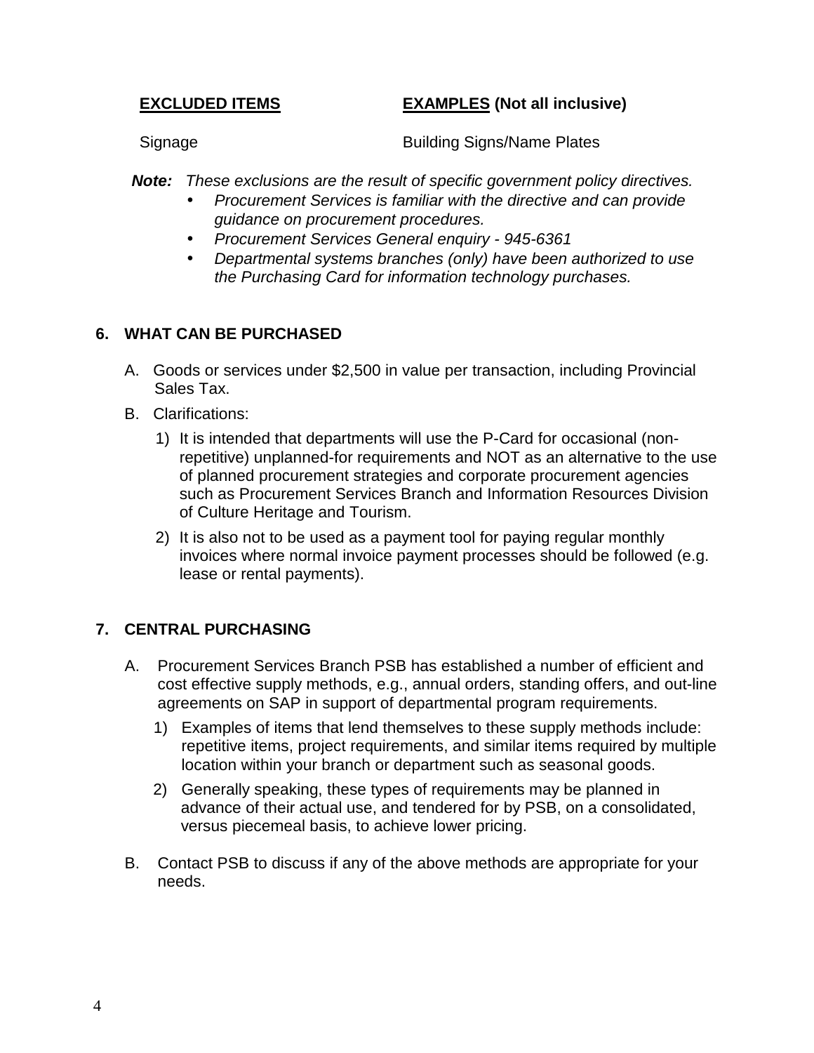| EXCLUDED ITEMS | EXAMPLES (Not all inclusive) |
|---|---|
| Signage | Building Signs/Name Plates |

***Note:*** *These exclusions are the result of specific government policy directives.*

- *Procurement Services is familiar with the directive and can provide guidance on procurement procedures.*
- *Procurement Services General enquiry - 945-6361*
- *Departmental systems branches (only) have been authorized to use the Purchasing Card for information technology purchases.*

## 6. WHAT CAN BE PURCHASED

A. Goods or services under $2,500 in value per transaction, including Provincial Sales Tax.

B. Clarifications:

1) It is intended that departments will use the P-Card for occasional (non-repetitive) unplanned-for requirements and NOT as an alternative to the use of planned procurement strategies and corporate procurement agencies such as Procurement Services Branch and Information Resources Division of Culture Heritage and Tourism.

2) It is also not to be used as a payment tool for paying regular monthly invoices where normal invoice payment processes should be followed (e.g. lease or rental payments).

## 7. CENTRAL PURCHASING

A. Procurement Services Branch PSB has established a number of efficient and cost effective supply methods, e.g., annual orders, standing offers, and out-line agreements on SAP in support of departmental program requirements.

1) Examples of items that lend themselves to these supply methods include: repetitive items, project requirements, and similar items required by multiple location within your branch or department such as seasonal goods.

2) Generally speaking, these types of requirements may be planned in advance of their actual use, and tendered for by PSB, on a consolidated, versus piecemeal basis, to achieve lower pricing.

B. Contact PSB to discuss if any of the above methods are appropriate for your needs.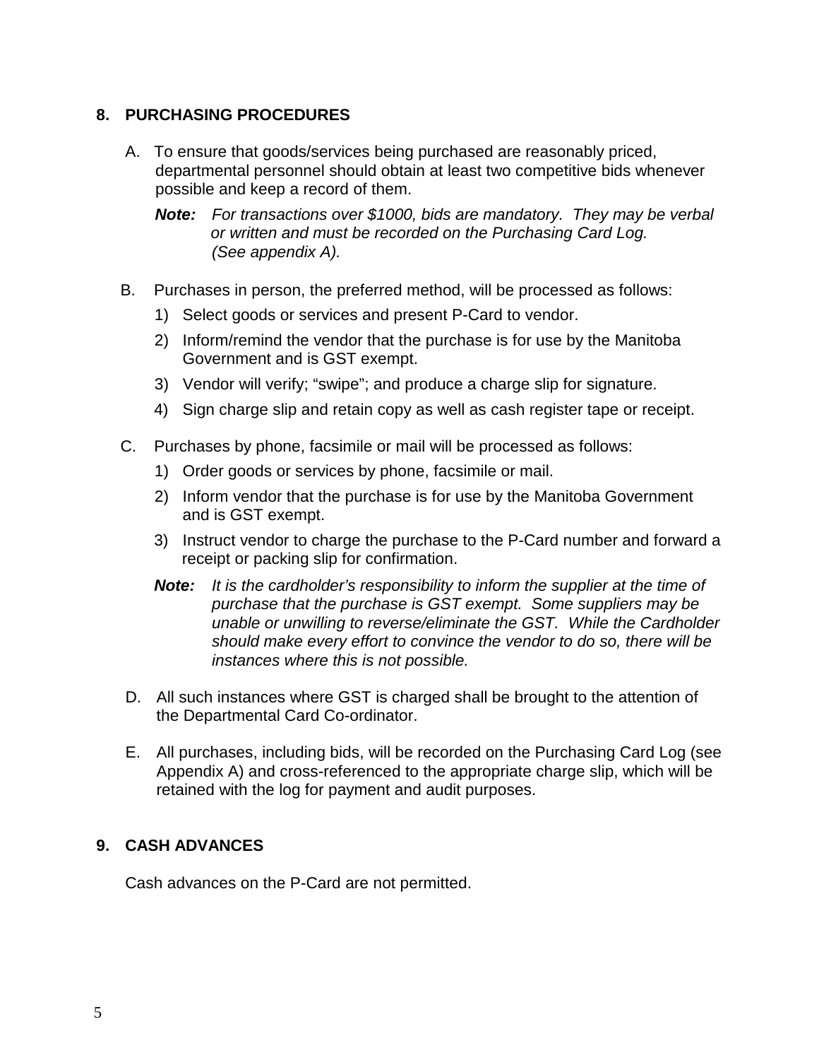## 8. PURCHASING PROCEDURES

A. To ensure that goods/services being purchased are reasonably priced, departmental personnel should obtain at least two competitive bids whenever possible and keep a record of them.

   ***Note:*** *For transactions over $1000, bids are mandatory. They may be verbal or written and must be recorded on the Purchasing Card Log. (See appendix A).*

B. Purchases in person, the preferred method, will be processed as follows:

   1) Select goods or services and present P-Card to vendor.
   2) Inform/remind the vendor that the purchase is for use by the Manitoba Government and is GST exempt.
   3) Vendor will verify; "swipe"; and produce a charge slip for signature.
   4) Sign charge slip and retain copy as well as cash register tape or receipt.

C. Purchases by phone, facsimile or mail will be processed as follows:

   1) Order goods or services by phone, facsimile or mail.
   2) Inform vendor that the purchase is for use by the Manitoba Government and is GST exempt.
   3) Instruct vendor to charge the purchase to the P-Card number and forward a receipt or packing slip for confirmation.

   ***Note:*** *It is the cardholder's responsibility to inform the supplier at the time of purchase that the purchase is GST exempt. Some suppliers may be unable or unwilling to reverse/eliminate the GST. While the Cardholder should make every effort to convince the vendor to do so, there will be instances where this is not possible.*

D. All such instances where GST is charged shall be brought to the attention of the Departmental Card Co-ordinator.

E. All purchases, including bids, will be recorded on the Purchasing Card Log (see Appendix A) and cross-referenced to the appropriate charge slip, which will be retained with the log for payment and audit purposes.

## 9. CASH ADVANCES

Cash advances on the P-Card are not permitted.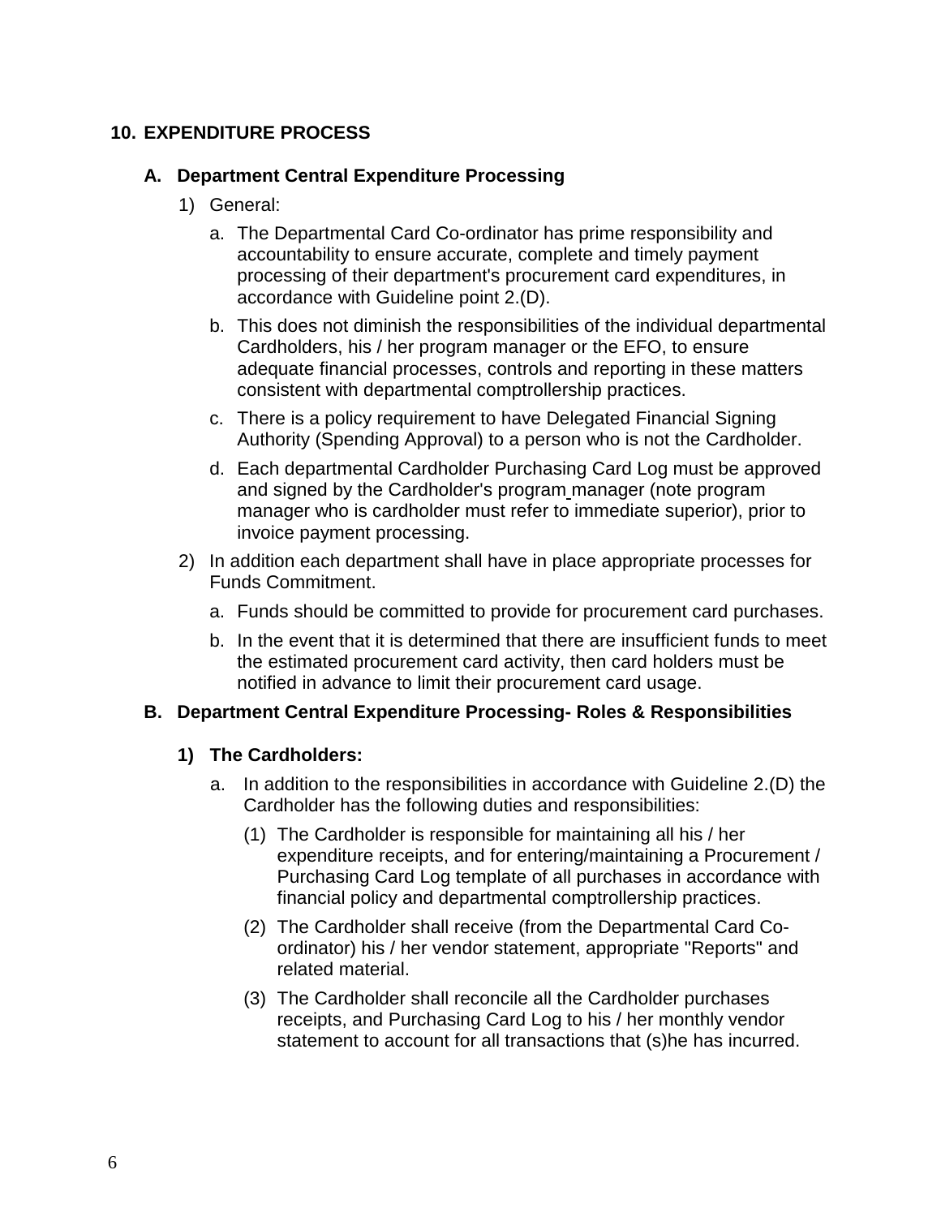## 10. EXPENDITURE PROCESS

### A. Department Central Expenditure Processing

1) General:

   a. The Departmental Card Co-ordinator has prime responsibility and accountability to ensure accurate, complete and timely payment processing of their department's procurement card expenditures, in accordance with Guideline point 2.(D).

   b. This does not diminish the responsibilities of the individual departmental Cardholders, his / her program manager or the EFO, to ensure adequate financial processes, controls and reporting in these matters consistent with departmental comptrollership practices.

   c. There is a policy requirement to have Delegated Financial Signing Authority (Spending Approval) to a person who is not the Cardholder.

   d. Each departmental Cardholder Purchasing Card Log must be approved and signed by the Cardholder's program manager (note program manager who is cardholder must refer to immediate superior), prior to invoice payment processing.

2) In addition each department shall have in place appropriate processes for Funds Commitment.

   a. Funds should be committed to provide for procurement card purchases.

   b. In the event that it is determined that there are insufficient funds to meet the estimated procurement card activity, then card holders must be notified in advance to limit their procurement card usage.

### B. Department Central Expenditure Processing- Roles & Responsibilities

**1) The Cardholders:**

   a. In addition to the responsibilities in accordance with Guideline 2.(D) the Cardholder has the following duties and responsibilities:

      (1) The Cardholder is responsible for maintaining all his / her expenditure receipts, and for entering/maintaining a Procurement / Purchasing Card Log template of all purchases in accordance with financial policy and departmental comptrollership practices.

      (2) The Cardholder shall receive (from the Departmental Card Co-ordinator) his / her vendor statement, appropriate "Reports" and related material.

      (3) The Cardholder shall reconcile all the Cardholder purchases receipts, and Purchasing Card Log to his / her monthly vendor statement to account for all transactions that (s)he has incurred.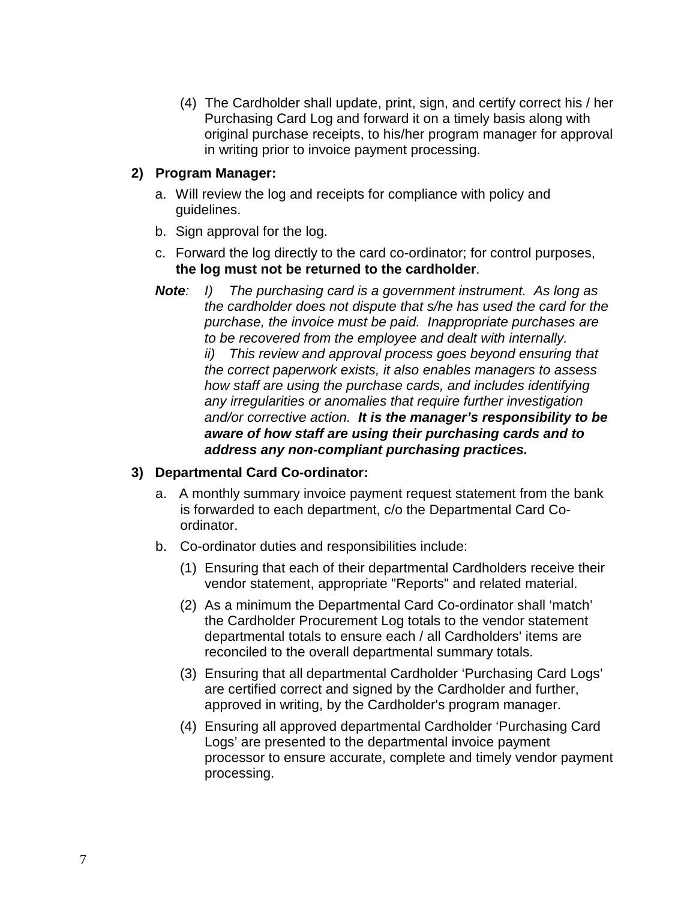(4) The Cardholder shall update, print, sign, and certify correct his / her Purchasing Card Log and forward it on a timely basis along with original purchase receipts, to his/her program manager for approval in writing prior to invoice payment processing.

**2) Program Manager:**

a. Will review the log and receipts for compliance with policy and guidelines.

b. Sign approval for the log.

c. Forward the log directly to the card co-ordinator; for control purposes, **the log must not be returned to the cardholder**.

***Note**:* *I) The purchasing card is a government instrument. As long as the cardholder does not dispute that s/he has used the card for the purchase, the invoice must be paid. Inappropriate purchases are to be recovered from the employee and dealt with internally.*
*ii) This review and approval process goes beyond ensuring that the correct paperwork exists, it also enables managers to assess how staff are using the purchase cards, and includes identifying any irregularities or anomalies that require further investigation and/or corrective action.* ***It is the manager's responsibility to be aware of how staff are using their purchasing cards and to address any non-compliant purchasing practices.***

**3) Departmental Card Co-ordinator:**

a. A monthly summary invoice payment request statement from the bank is forwarded to each department, c/o the Departmental Card Co-ordinator.

b. Co-ordinator duties and responsibilities include:

(1) Ensuring that each of their departmental Cardholders receive their vendor statement, appropriate "Reports" and related material.

(2) As a minimum the Departmental Card Co-ordinator shall 'match' the Cardholder Procurement Log totals to the vendor statement departmental totals to ensure each / all Cardholders' items are reconciled to the overall departmental summary totals.

(3) Ensuring that all departmental Cardholder 'Purchasing Card Logs' are certified correct and signed by the Cardholder and further, approved in writing, by the Cardholder's program manager.

(4) Ensuring all approved departmental Cardholder 'Purchasing Card Logs' are presented to the departmental invoice payment processor to ensure accurate, complete and timely vendor payment processing.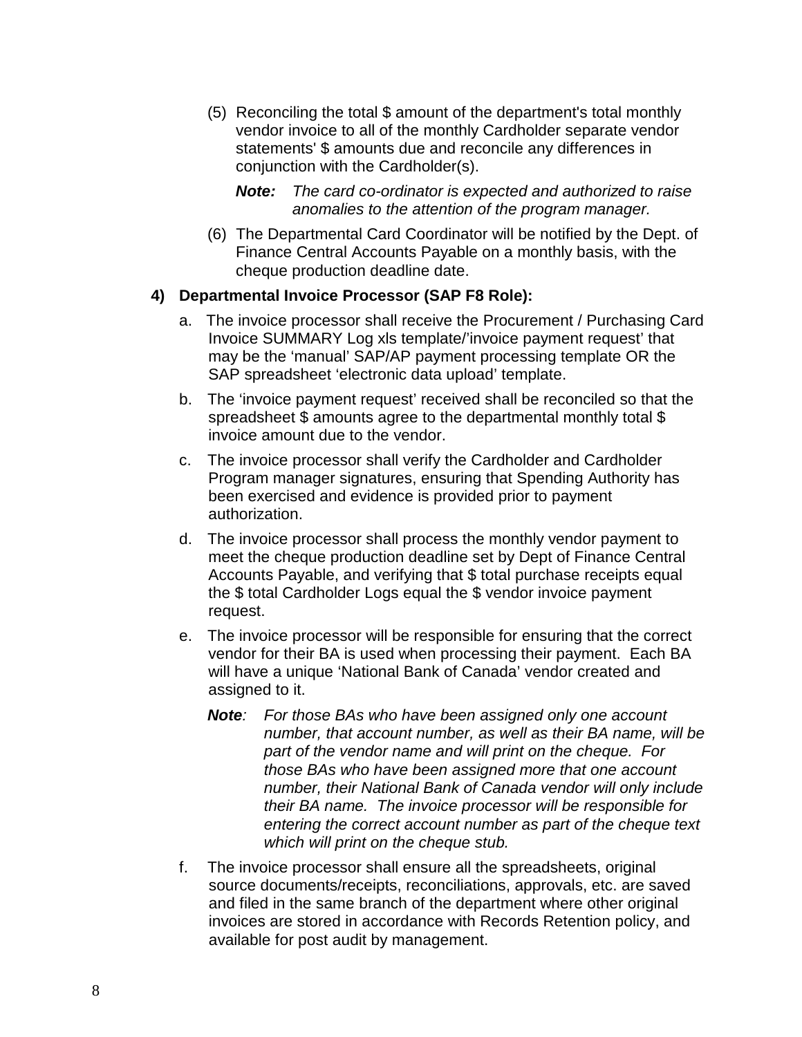(5) Reconciling the total $ amount of the department's total monthly vendor invoice to all of the monthly Cardholder separate vendor statements' $ amounts due and reconcile any differences in conjunction with the Cardholder(s).

*Note:* *The card co-ordinator is expected and authorized to raise anomalies to the attention of the program manager.*

(6) The Departmental Card Coordinator will be notified by the Dept. of Finance Central Accounts Payable on a monthly basis, with the cheque production deadline date.

**4) Departmental Invoice Processor (SAP F8 Role):**

a. The invoice processor shall receive the Procurement / Purchasing Card Invoice SUMMARY Log xls template/'invoice payment request' that may be the 'manual' SAP/AP payment processing template OR the SAP spreadsheet 'electronic data upload' template.

b. The 'invoice payment request' received shall be reconciled so that the spreadsheet $ amounts agree to the departmental monthly total $ invoice amount due to the vendor.

c. The invoice processor shall verify the Cardholder and Cardholder Program manager signatures, ensuring that Spending Authority has been exercised and evidence is provided prior to payment authorization.

d. The invoice processor shall process the monthly vendor payment to meet the cheque production deadline set by Dept of Finance Central Accounts Payable, and verifying that $ total purchase receipts equal the $ total Cardholder Logs equal the $ vendor invoice payment request.

e. The invoice processor will be responsible for ensuring that the correct vendor for their BA is used when processing their payment. Each BA will have a unique 'National Bank of Canada' vendor created and assigned to it.

*Note: For those BAs who have been assigned only one account number, that account number, as well as their BA name, will be part of the vendor name and will print on the cheque. For those BAs who have been assigned more that one account number, their National Bank of Canada vendor will only include their BA name. The invoice processor will be responsible for entering the correct account number as part of the cheque text which will print on the cheque stub.*

f. The invoice processor shall ensure all the spreadsheets, original source documents/receipts, reconciliations, approvals, etc. are saved and filed in the same branch of the department where other original invoices are stored in accordance with Records Retention policy, and available for post audit by management.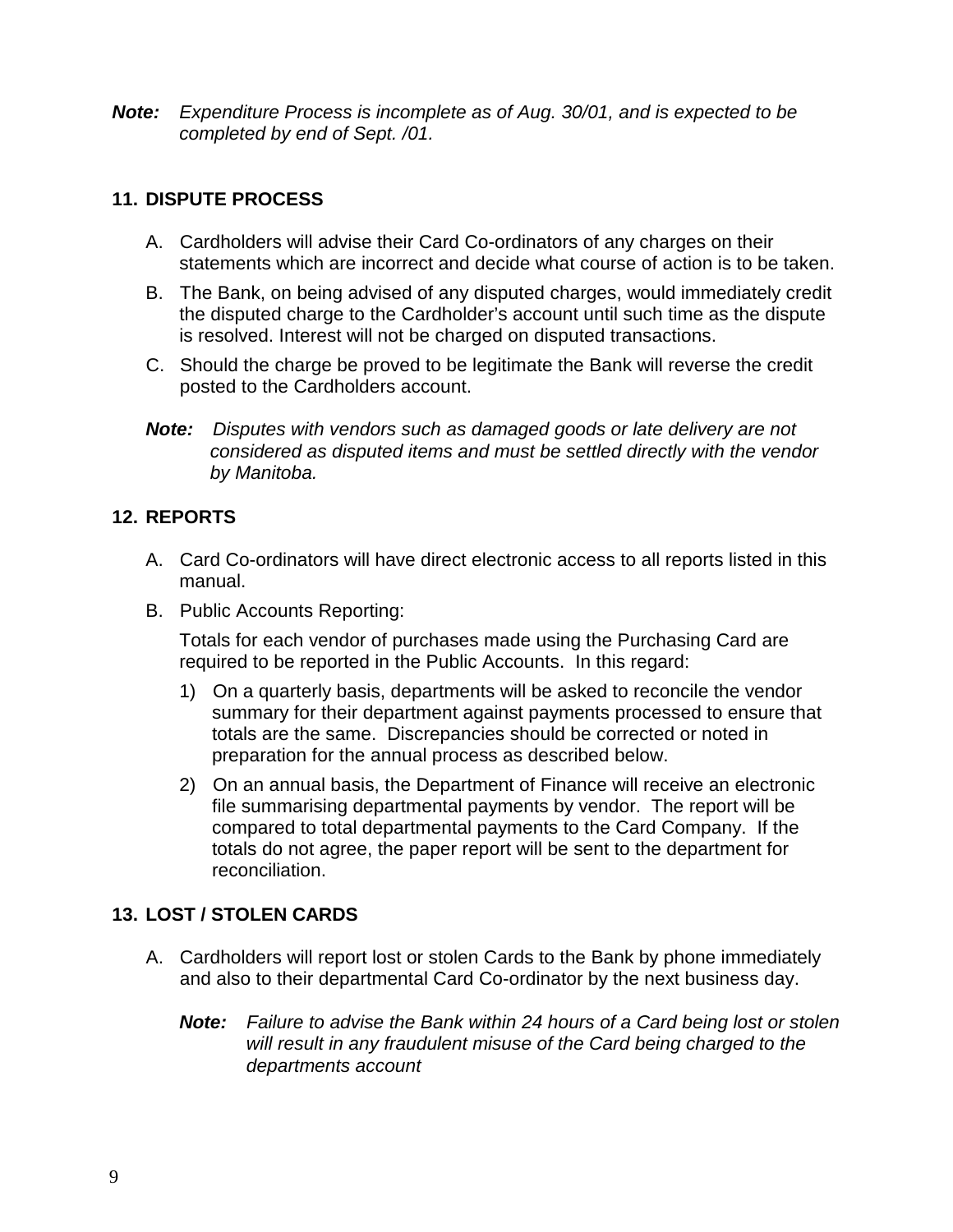***Note:*** *Expenditure Process is incomplete as of Aug. 30/01, and is expected to be completed by end of Sept. /01.*

## 11. DISPUTE PROCESS

A. Cardholders will advise their Card Co-ordinators of any charges on their statements which are incorrect and decide what course of action is to be taken.

B. The Bank, on being advised of any disputed charges, would immediately credit the disputed charge to the Cardholder's account until such time as the dispute is resolved. Interest will not be charged on disputed transactions.

C. Should the charge be proved to be legitimate the Bank will reverse the credit posted to the Cardholders account.

***Note:*** *Disputes with vendors such as damaged goods or late delivery are not considered as disputed items and must be settled directly with the vendor by Manitoba.*

## 12. REPORTS

A. Card Co-ordinators will have direct electronic access to all reports listed in this manual.

B. Public Accounts Reporting:

Totals for each vendor of purchases made using the Purchasing Card are required to be reported in the Public Accounts. In this regard:

1) On a quarterly basis, departments will be asked to reconcile the vendor summary for their department against payments processed to ensure that totals are the same. Discrepancies should be corrected or noted in preparation for the annual process as described below.

2) On an annual basis, the Department of Finance will receive an electronic file summarising departmental payments by vendor. The report will be compared to total departmental payments to the Card Company. If the totals do not agree, the paper report will be sent to the department for reconciliation.

## 13. LOST / STOLEN CARDS

A. Cardholders will report lost or stolen Cards to the Bank by phone immediately and also to their departmental Card Co-ordinator by the next business day.

***Note:*** *Failure to advise the Bank within 24 hours of a Card being lost or stolen will result in any fraudulent misuse of the Card being charged to the departments account*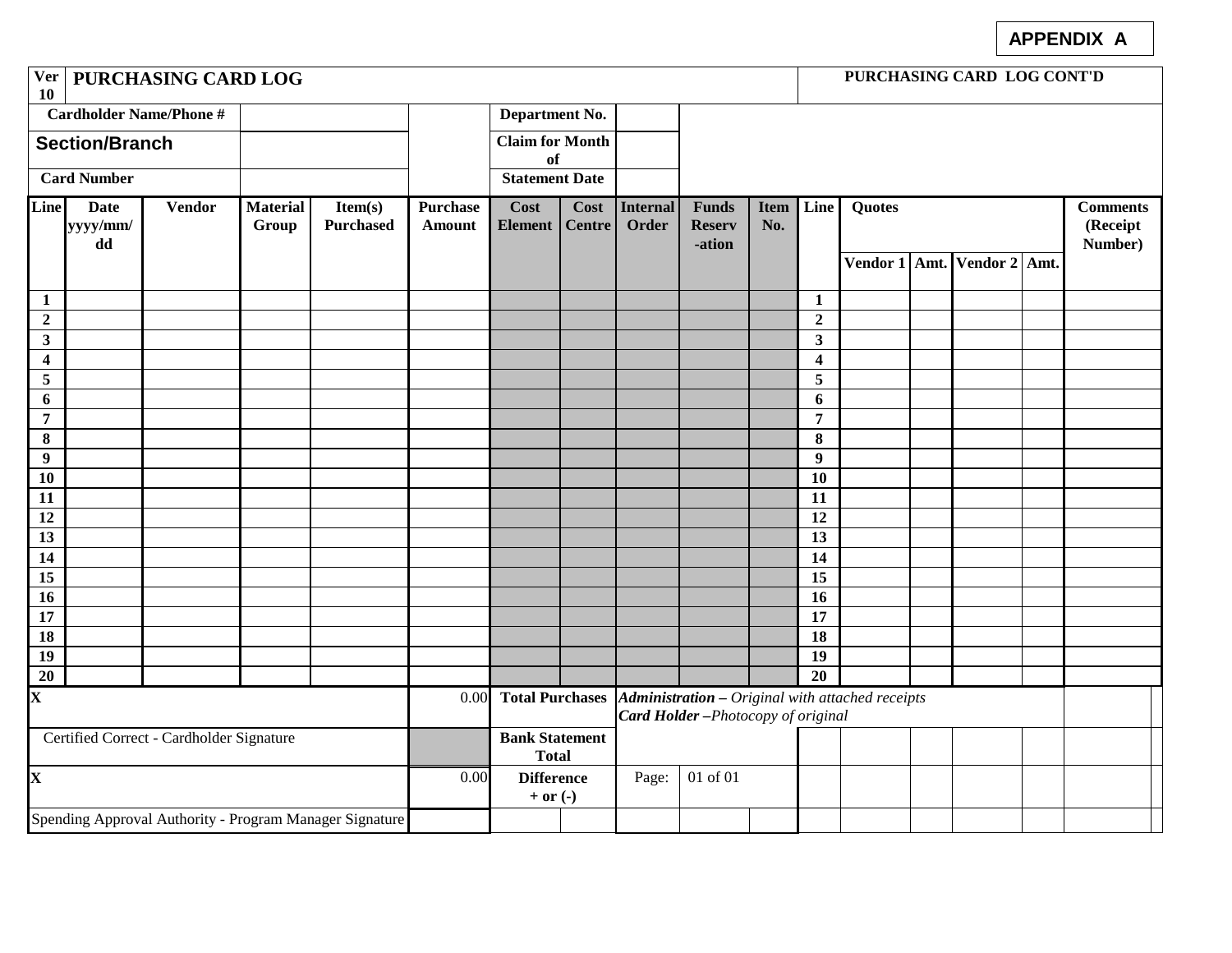**APPENDIX A**

| Ver 10 | PURCHASING CARD LOG | | | | | | | | | | PURCHASING CARD LOG CONT'D | | | | | |
|---|---|---|---|---|---|---|---|---|---|---|---|---|---|---|---|---|
| Cardholder Name/Phone # | | | | | | Department No. | | | | | | | | | | |
| **Section/Branch** | | | | | | Claim for Month of | | | | | | | | | | |
| Card Number | | | | | | Statement Date | | | | | | | | | | |
| Line | Date yyyy/mm/dd | Vendor | Material Group | Item(s) Purchased | Purchase Amount | Cost Element | Cost Centre | Internal Order | Funds Reserv-ation | Item No. | Line | Quotes | | | | Comments (Receipt Number) |
| | | | | | | | | | | | | Vendor 1 | Amt. | Vendor 2 | Amt. | |
| 1 | | | | | | | | | | | 1 | | | | | |
| 2 | | | | | | | | | | | 2 | | | | | |
| 3 | | | | | | | | | | | 3 | | | | | |
| 4 | | | | | | | | | | | 4 | | | | | |
| 5 | | | | | | | | | | | 5 | | | | | |
| 6 | | | | | | | | | | | 6 | | | | | |
| 7 | | | | | | | | | | | 7 | | | | | |
| 8 | | | | | | | | | | | 8 | | | | | |
| 9 | | | | | | | | | | | 9 | | | | | |
| 10 | | | | | | | | | | | 10 | | | | | |
| 11 | | | | | | | | | | | 11 | | | | | |
| 12 | | | | | | | | | | | 12 | | | | | |
| 13 | | | | | | | | | | | 13 | | | | | |
| 14 | | | | | | | | | | | 14 | | | | | |
| 15 | | | | | | | | | | | 15 | | | | | |
| 16 | | | | | | | | | | | 16 | | | | | |
| 17 | | | | | | | | | | | 17 | | | | | |
| 18 | | | | | | | | | | | 18 | | | | | |
| 19 | | | | | | | | | | | 19 | | | | | |
| 20 | | | | | | | | | | | 20 | | | | | |
| X | | | | | 0.00 | Total Purchases | | ***Administration*** *– Original with attached receipts* ***Card Holder*** *–Photocopy of original* | | | | | | | | |
| Certified Correct - Cardholder Signature | | | | | | Bank Statement Total | | | | | | | | | | |
| X | | | | | 0.00 | Difference + or (-) | | Page: | 01 of 01 | | | | | | | |
| Spending Approval Authority - Program Manager Signature | | | | | | | | | | | | | | | | |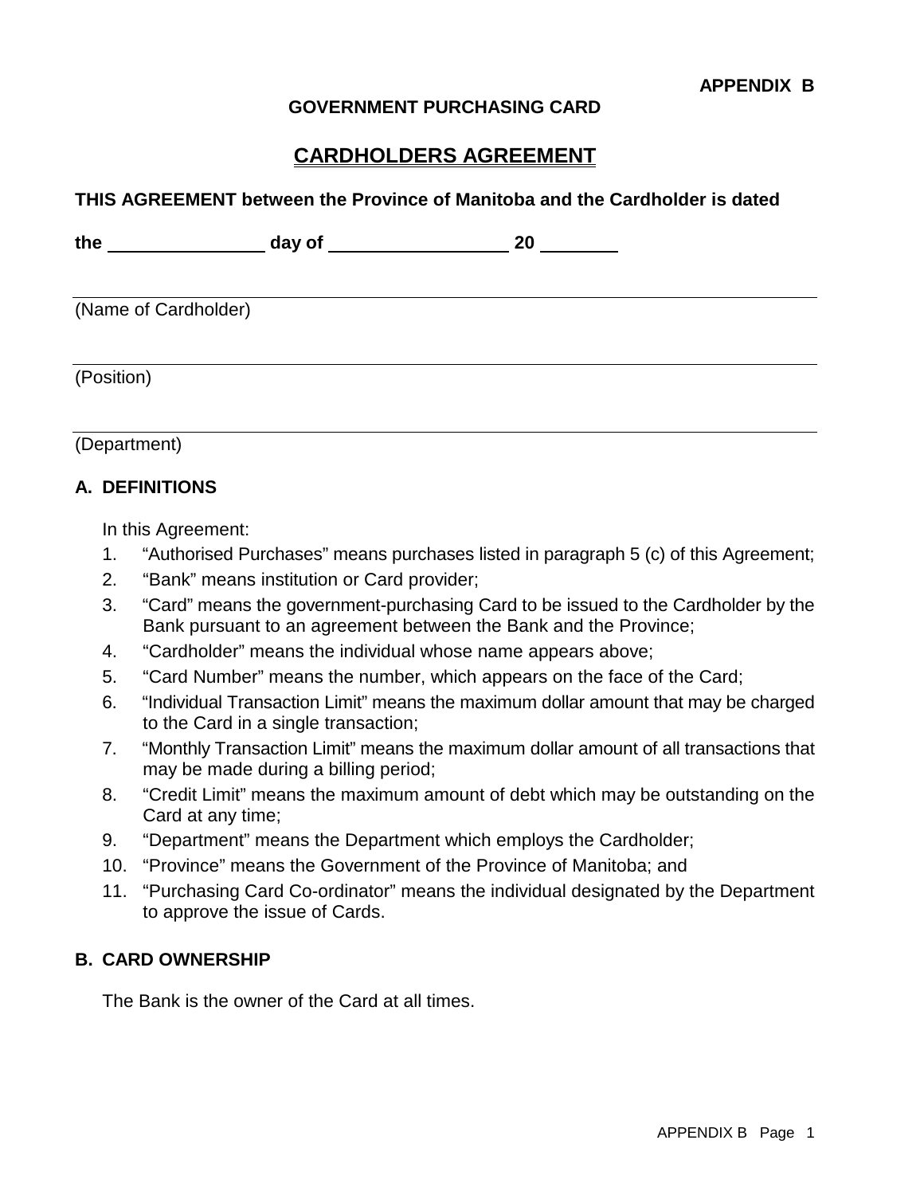**APPENDIX B**

**GOVERNMENT PURCHASING CARD**

# CARDHOLDERS AGREEMENT

**THIS AGREEMENT between the Province of Manitoba and the Cardholder is dated**

**the \_\_\_\_\_\_\_\_\_\_\_\_\_\_\_ day of \_\_\_\_\_\_\_\_\_\_\_\_\_\_\_\_\_ 20 \_\_\_\_\_\_\_**

\_\_\_\_\_\_\_\_\_\_\_\_\_\_\_\_\_\_\_\_\_\_\_\_\_\_\_\_\_\_\_\_\_\_\_\_\_\_\_\_\_\_\_\_\_\_\_\_\_\_\_\_\_\_\_\_\_\_\_\_\_\_\_\_\_\_\_\_\_\_

(Name of Cardholder)

\_\_\_\_\_\_\_\_\_\_\_\_\_\_\_\_\_\_\_\_\_\_\_\_\_\_\_\_\_\_\_\_\_\_\_\_\_\_\_\_\_\_\_\_\_\_\_\_\_\_\_\_\_\_\_\_\_\_\_\_\_\_\_\_\_\_\_\_\_\_

(Position)

\_\_\_\_\_\_\_\_\_\_\_\_\_\_\_\_\_\_\_\_\_\_\_\_\_\_\_\_\_\_\_\_\_\_\_\_\_\_\_\_\_\_\_\_\_\_\_\_\_\_\_\_\_\_\_\_\_\_\_\_\_\_\_\_\_\_\_\_\_\_

(Department)

## A. DEFINITIONS

In this Agreement:

1. "Authorised Purchases" means purchases listed in paragraph 5 (c) of this Agreement;
2. "Bank" means institution or Card provider;
3. "Card" means the government-purchasing Card to be issued to the Cardholder by the Bank pursuant to an agreement between the Bank and the Province;
4. "Cardholder" means the individual whose name appears above;
5. "Card Number" means the number, which appears on the face of the Card;
6. "Individual Transaction Limit" means the maximum dollar amount that may be charged to the Card in a single transaction;
7. "Monthly Transaction Limit" means the maximum dollar amount of all transactions that may be made during a billing period;
8. "Credit Limit" means the maximum amount of debt which may be outstanding on the Card at any time;
9. "Department" means the Department which employs the Cardholder;
10. "Province" means the Government of the Province of Manitoba; and
11. "Purchasing Card Co-ordinator" means the individual designated by the Department to approve the issue of Cards.

## B. CARD OWNERSHIP

The Bank is the owner of the Card at all times.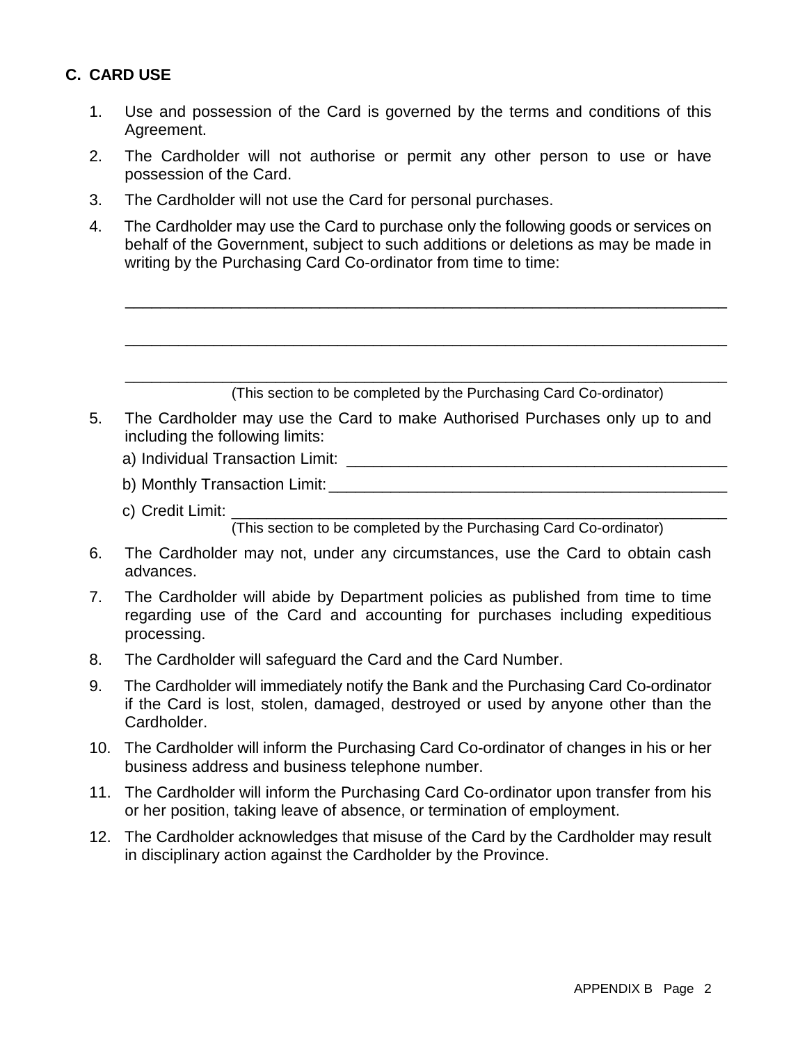## C. CARD USE

1. Use and possession of the Card is governed by the terms and conditions of this Agreement.
2. The Cardholder will not authorise or permit any other person to use or have possession of the Card.
3. The Cardholder will not use the Card for personal purchases.
4. The Cardholder may use the Card to purchase only the following goods or services on behalf of the Government, subject to such additions or deletions as may be made in writing by the Purchasing Card Co-ordinator from time to time:

   ______________________________________________________________________

   ______________________________________________________________________

   ______________________________________________________________________
   (This section to be completed by the Purchasing Card Co-ordinator)

5. The Cardholder may use the Card to make Authorised Purchases only up to and including the following limits:

   a) Individual Transaction Limit: ____________________________________________

   b) Monthly Transaction Limit: _____________________________________________

   c) Credit Limit: _________________________________________________________
   (This section to be completed by the Purchasing Card Co-ordinator)

6. The Cardholder may not, under any circumstances, use the Card to obtain cash advances.
7. The Cardholder will abide by Department policies as published from time to time regarding use of the Card and accounting for purchases including expeditious processing.
8. The Cardholder will safeguard the Card and the Card Number.
9. The Cardholder will immediately notify the Bank and the Purchasing Card Co-ordinator if the Card is lost, stolen, damaged, destroyed or used by anyone other than the Cardholder.
10. The Cardholder will inform the Purchasing Card Co-ordinator of changes in his or her business address and business telephone number.
11. The Cardholder will inform the Purchasing Card Co-ordinator upon transfer from his or her position, taking leave of absence, or termination of employment.
12. The Cardholder acknowledges that misuse of the Card by the Cardholder may result in disciplinary action against the Cardholder by the Province.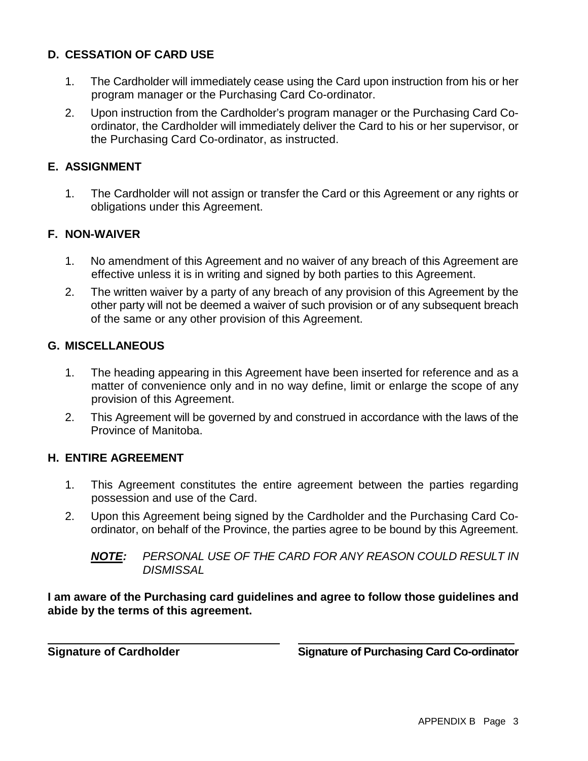### D. CESSATION OF CARD USE

1. The Cardholder will immediately cease using the Card upon instruction from his or her program manager or the Purchasing Card Co-ordinator.
2. Upon instruction from the Cardholder's program manager or the Purchasing Card Co-ordinator, the Cardholder will immediately deliver the Card to his or her supervisor, or the Purchasing Card Co-ordinator, as instructed.

### E. ASSIGNMENT

1. The Cardholder will not assign or transfer the Card or this Agreement or any rights or obligations under this Agreement.

### F. NON-WAIVER

1. No amendment of this Agreement and no waiver of any breach of this Agreement are effective unless it is in writing and signed by both parties to this Agreement.
2. The written waiver by a party of any breach of any provision of this Agreement by the other party will not be deemed a waiver of such provision or of any subsequent breach of the same or any other provision of this Agreement.

### G. MISCELLANEOUS

1. The heading appearing in this Agreement have been inserted for reference and as a matter of convenience only and in no way define, limit or enlarge the scope of any provision of this Agreement.
2. This Agreement will be governed by and construed in accordance with the laws of the Province of Manitoba.

### H. ENTIRE AGREEMENT

1. This Agreement constitutes the entire agreement between the parties regarding possession and use of the Card.
2. Upon this Agreement being signed by the Cardholder and the Purchasing Card Co-ordinator, on behalf of the Province, the parties agree to be bound by this Agreement.

***NOTE:*** *PERSONAL USE OF THE CARD FOR ANY REASON COULD RESULT IN DISMISSAL*

**I am aware of the Purchasing card guidelines and agree to follow those guidelines and abide by the terms of this agreement.**

\_\_\_\_\_\_\_\_\_\_\_\_\_\_\_\_\_\_\_\_\_\_\_\_\_\_\_\_\_\_\_\_ \_\_\_\_\_\_\_\_\_\_\_\_\_\_\_\_\_\_\_\_\_\_\_\_\_\_\_\_\_\_\_\_

**Signature of Cardholder** **Signature of Purchasing Card Co-ordinator**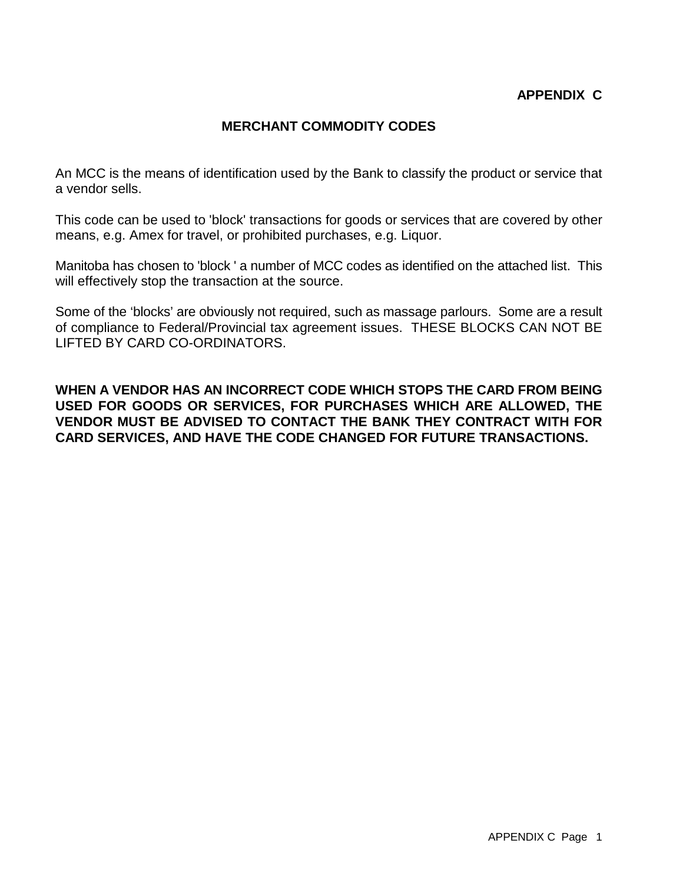**APPENDIX C**

## MERCHANT COMMODITY CODES

An MCC is the means of identification used by the Bank to classify the product or service that a vendor sells.

This code can be used to 'block' transactions for goods or services that are covered by other means, e.g. Amex for travel, or prohibited purchases, e.g. Liquor.

Manitoba has chosen to 'block ' a number of MCC codes as identified on the attached list. This will effectively stop the transaction at the source.

Some of the 'blocks' are obviously not required, such as massage parlours. Some are a result of compliance to Federal/Provincial tax agreement issues. THESE BLOCKS CAN NOT BE LIFTED BY CARD CO-ORDINATORS.

**WHEN A VENDOR HAS AN INCORRECT CODE WHICH STOPS THE CARD FROM BEING USED FOR GOODS OR SERVICES, FOR PURCHASES WHICH ARE ALLOWED, THE VENDOR MUST BE ADVISED TO CONTACT THE BANK THEY CONTRACT WITH FOR CARD SERVICES, AND HAVE THE CODE CHANGED FOR FUTURE TRANSACTIONS.**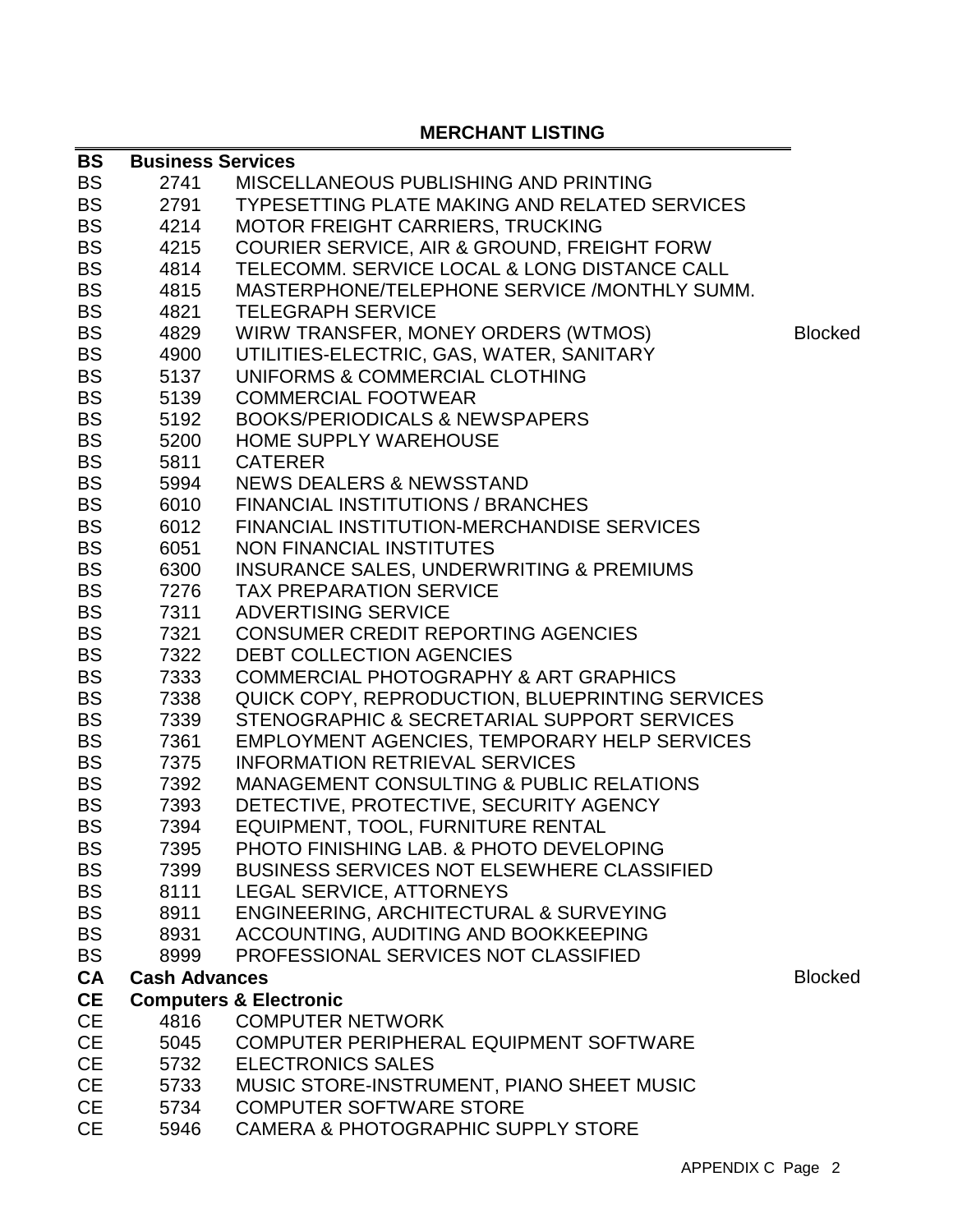**MERCHANT LISTING**

| | | | |
|---|---|---|---|
| **BS** | **Business Services** | | |
| BS | 2741 | MISCELLANEOUS PUBLISHING AND PRINTING | |
| BS | 2791 | TYPESETTING PLATE MAKING AND RELATED SERVICES | |
| BS | 4214 | MOTOR FREIGHT CARRIERS, TRUCKING | |
| BS | 4215 | COURIER SERVICE, AIR & GROUND, FREIGHT FORW | |
| BS | 4814 | TELECOMM. SERVICE LOCAL & LONG DISTANCE CALL | |
| BS | 4815 | MASTERPHONE/TELEPHONE SERVICE /MONTHLY SUMM. | |
| BS | 4821 | TELEGRAPH SERVICE | |
| BS | 4829 | WIRW TRANSFER, MONEY ORDERS (WTMOS) | Blocked |
| BS | 4900 | UTILITIES-ELECTRIC, GAS, WATER, SANITARY | |
| BS | 5137 | UNIFORMS & COMMERCIAL CLOTHING | |
| BS | 5139 | COMMERCIAL FOOTWEAR | |
| BS | 5192 | BOOKS/PERIODICALS & NEWSPAPERS | |
| BS | 5200 | HOME SUPPLY WAREHOUSE | |
| BS | 5811 | CATERER | |
| BS | 5994 | NEWS DEALERS & NEWSSTAND | |
| BS | 6010 | FINANCIAL INSTITUTIONS / BRANCHES | |
| BS | 6012 | FINANCIAL INSTITUTION-MERCHANDISE SERVICES | |
| BS | 6051 | NON FINANCIAL INSTITUTES | |
| BS | 6300 | INSURANCE SALES, UNDERWRITING & PREMIUMS | |
| BS | 7276 | TAX PREPARATION SERVICE | |
| BS | 7311 | ADVERTISING SERVICE | |
| BS | 7321 | CONSUMER CREDIT REPORTING AGENCIES | |
| BS | 7322 | DEBT COLLECTION AGENCIES | |
| BS | 7333 | COMMERCIAL PHOTOGRAPHY & ART GRAPHICS | |
| BS | 7338 | QUICK COPY, REPRODUCTION, BLUEPRINTING SERVICES | |
| BS | 7339 | STENOGRAPHIC & SECRETARIAL SUPPORT SERVICES | |
| BS | 7361 | EMPLOYMENT AGENCIES, TEMPORARY HELP SERVICES | |
| BS | 7375 | INFORMATION RETRIEVAL SERVICES | |
| BS | 7392 | MANAGEMENT CONSULTING & PUBLIC RELATIONS | |
| BS | 7393 | DETECTIVE, PROTECTIVE, SECURITY AGENCY | |
| BS | 7394 | EQUIPMENT, TOOL, FURNITURE RENTAL | |
| BS | 7395 | PHOTO FINISHING LAB. & PHOTO DEVELOPING | |
| BS | 7399 | BUSINESS SERVICES NOT ELSEWHERE CLASSIFIED | |
| BS | 8111 | LEGAL SERVICE, ATTORNEYS | |
| BS | 8911 | ENGINEERING, ARCHITECTURAL & SURVEYING | |
| BS | 8931 | ACCOUNTING, AUDITING AND BOOKKEEPING | |
| BS | 8999 | PROFESSIONAL SERVICES NOT CLASSIFIED | |
| **CA** | **Cash Advances** | | Blocked |
| **CE** | **Computers & Electronic** | | |
| CE | 4816 | COMPUTER NETWORK | |
| CE | 5045 | COMPUTER PERIPHERAL EQUIPMENT SOFTWARE | |
| CE | 5732 | ELECTRONICS SALES | |
| CE | 5733 | MUSIC STORE-INSTRUMENT, PIANO SHEET MUSIC | |
| CE | 5734 | COMPUTER SOFTWARE STORE | |
| CE | 5946 | CAMERA & PHOTOGRAPHIC SUPPLY STORE | |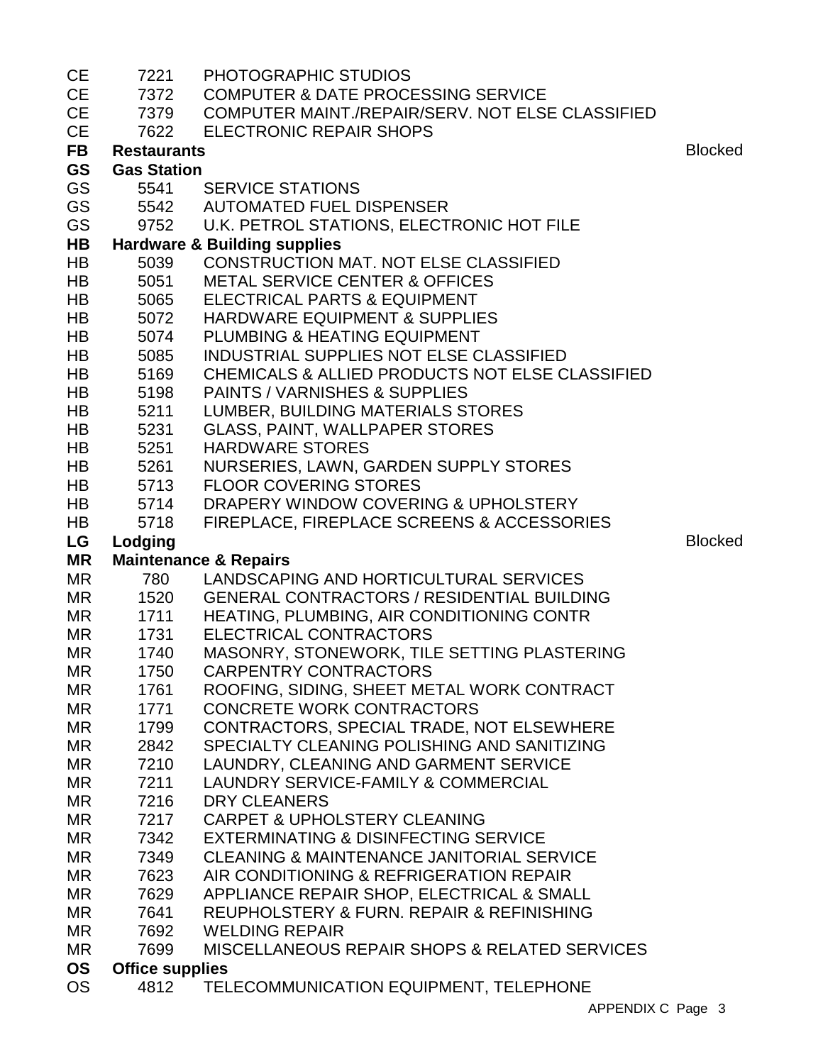| | | | |
|---|---|---|---|
| CE | 7221 | PHOTOGRAPHIC STUDIOS | |
| CE | 7372 | COMPUTER & DATE PROCESSING SERVICE | |
| CE | 7379 | COMPUTER MAINT./REPAIR/SERV. NOT ELSE CLASSIFIED | |
| CE | 7622 | ELECTRONIC REPAIR SHOPS | |
| **FB** | **Restaurants** | | Blocked |
| **GS** | **Gas Station** | | |
| GS | 5541 | SERVICE STATIONS | |
| GS | 5542 | AUTOMATED FUEL DISPENSER | |
| GS | 9752 | U.K. PETROL STATIONS, ELECTRONIC HOT FILE | |
| **HB** | **Hardware & Building supplies** | | |
| HB | 5039 | CONSTRUCTION MAT. NOT ELSE CLASSIFIED | |
| HB | 5051 | METAL SERVICE CENTER & OFFICES | |
| HB | 5065 | ELECTRICAL PARTS & EQUIPMENT | |
| HB | 5072 | HARDWARE EQUIPMENT & SUPPLIES | |
| HB | 5074 | PLUMBING & HEATING EQUIPMENT | |
| HB | 5085 | INDUSTRIAL SUPPLIES NOT ELSE CLASSIFIED | |
| HB | 5169 | CHEMICALS & ALLIED PRODUCTS NOT ELSE CLASSIFIED | |
| HB | 5198 | PAINTS / VARNISHES & SUPPLIES | |
| HB | 5211 | LUMBER, BUILDING MATERIALS STORES | |
| HB | 5231 | GLASS, PAINT, WALLPAPER STORES | |
| HB | 5251 | HARDWARE STORES | |
| HB | 5261 | NURSERIES, LAWN, GARDEN SUPPLY STORES | |
| HB | 5713 | FLOOR COVERING STORES | |
| HB | 5714 | DRAPERY WINDOW COVERING & UPHOLSTERY | |
| HB | 5718 | FIREPLACE, FIREPLACE SCREENS & ACCESSORIES | |
| **LG** | **Lodging** | | Blocked |
| **MR** | **Maintenance & Repairs** | | |
| MR | 780 | LANDSCAPING AND HORTICULTURAL SERVICES | |
| MR | 1520 | GENERAL CONTRACTORS / RESIDENTIAL BUILDING | |
| MR | 1711 | HEATING, PLUMBING, AIR CONDITIONING CONTR | |
| MR | 1731 | ELECTRICAL CONTRACTORS | |
| MR | 1740 | MASONRY, STONEWORK, TILE SETTING PLASTERING | |
| MR | 1750 | CARPENTRY CONTRACTORS | |
| MR | 1761 | ROOFING, SIDING, SHEET METAL WORK CONTRACT | |
| MR | 1771 | CONCRETE WORK CONTRACTORS | |
| MR | 1799 | CONTRACTORS, SPECIAL TRADE, NOT ELSEWHERE | |
| MR | 2842 | SPECIALTY CLEANING POLISHING AND SANITIZING | |
| MR | 7210 | LAUNDRY, CLEANING AND GARMENT SERVICE | |
| MR | 7211 | LAUNDRY SERVICE-FAMILY & COMMERCIAL | |
| MR | 7216 | DRY CLEANERS | |
| MR | 7217 | CARPET & UPHOLSTERY CLEANING | |
| MR | 7342 | EXTERMINATING & DISINFECTING SERVICE | |
| MR | 7349 | CLEANING & MAINTENANCE JANITORIAL SERVICE | |
| MR | 7623 | AIR CONDITIONING & REFRIGERATION REPAIR | |
| MR | 7629 | APPLIANCE REPAIR SHOP, ELECTRICAL & SMALL | |
| MR | 7641 | REUPHOLSTERY & FURN. REPAIR & REFINISHING | |
| MR | 7692 | WELDING REPAIR | |
| MR | 7699 | MISCELLANEOUS REPAIR SHOPS & RELATED SERVICES | |
| **OS** | **Office supplies** | | |
| OS | 4812 | TELECOMMUNICATION EQUIPMENT, TELEPHONE | |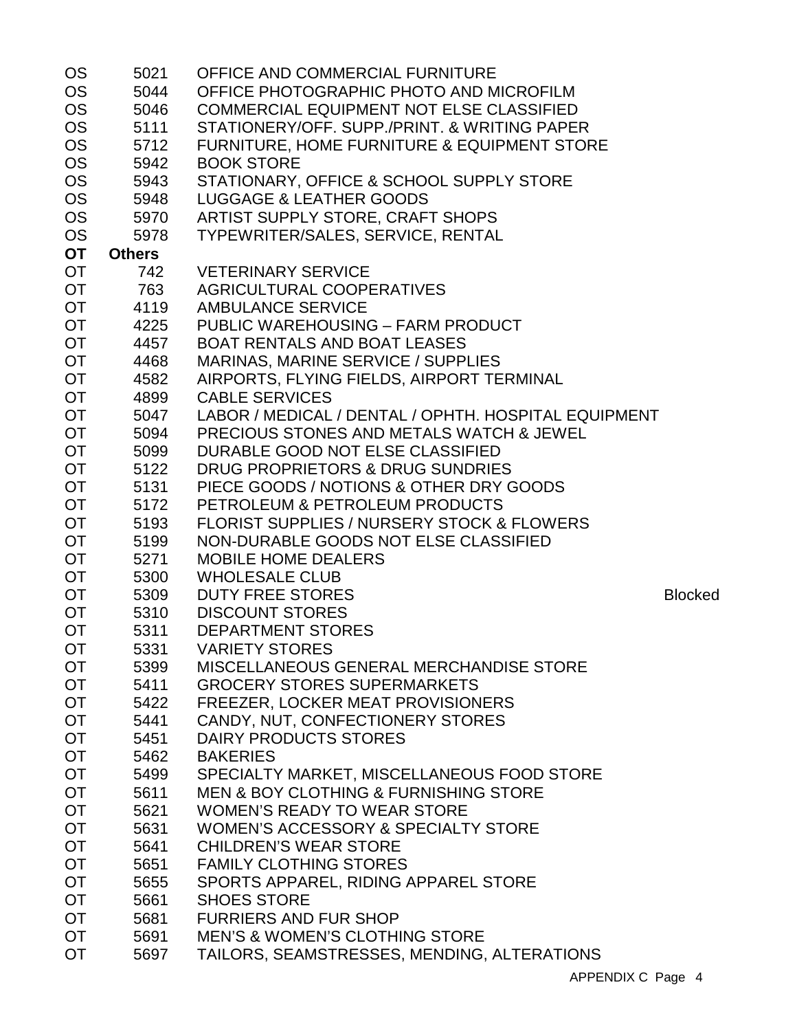| | | | |
|---|---|---|---|
| OS | 5021 | OFFICE AND COMMERCIAL FURNITURE | |
| OS | 5044 | OFFICE PHOTOGRAPHIC PHOTO AND MICROFILM | |
| OS | 5046 | COMMERCIAL EQUIPMENT NOT ELSE CLASSIFIED | |
| OS | 5111 | STATIONERY/OFF. SUPP./PRINT. & WRITING PAPER | |
| OS | 5712 | FURNITURE, HOME FURNITURE & EQUIPMENT STORE | |
| OS | 5942 | BOOK STORE | |
| OS | 5943 | STATIONARY, OFFICE & SCHOOL SUPPLY STORE | |
| OS | 5948 | LUGGAGE & LEATHER GOODS | |
| OS | 5970 | ARTIST SUPPLY STORE, CRAFT SHOPS | |
| OS | 5978 | TYPEWRITER/SALES, SERVICE, RENTAL | |
| **OT** | **Others** | | |
| OT | 742 | VETERINARY SERVICE | |
| OT | 763 | AGRICULTURAL COOPERATIVES | |
| OT | 4119 | AMBULANCE SERVICE | |
| OT | 4225 | PUBLIC WAREHOUSING – FARM PRODUCT | |
| OT | 4457 | BOAT RENTALS AND BOAT LEASES | |
| OT | 4468 | MARINAS, MARINE SERVICE / SUPPLIES | |
| OT | 4582 | AIRPORTS, FLYING FIELDS, AIRPORT TERMINAL | |
| OT | 4899 | CABLE SERVICES | |
| OT | 5047 | LABOR / MEDICAL / DENTAL / OPHTH. HOSPITAL EQUIPMENT | |
| OT | 5094 | PRECIOUS STONES AND METALS WATCH & JEWEL | |
| OT | 5099 | DURABLE GOOD NOT ELSE CLASSIFIED | |
| OT | 5122 | DRUG PROPRIETORS & DRUG SUNDRIES | |
| OT | 5131 | PIECE GOODS / NOTIONS & OTHER DRY GOODS | |
| OT | 5172 | PETROLEUM & PETROLEUM PRODUCTS | |
| OT | 5193 | FLORIST SUPPLIES / NURSERY STOCK & FLOWERS | |
| OT | 5199 | NON-DURABLE GOODS NOT ELSE CLASSIFIED | |
| OT | 5271 | MOBILE HOME DEALERS | |
| OT | 5300 | WHOLESALE CLUB | |
| OT | 5309 | DUTY FREE STORES | Blocked |
| OT | 5310 | DISCOUNT STORES | |
| OT | 5311 | DEPARTMENT STORES | |
| OT | 5331 | VARIETY STORES | |
| OT | 5399 | MISCELLANEOUS GENERAL MERCHANDISE STORE | |
| OT | 5411 | GROCERY STORES SUPERMARKETS | |
| OT | 5422 | FREEZER, LOCKER MEAT PROVISIONERS | |
| OT | 5441 | CANDY, NUT, CONFECTIONERY STORES | |
| OT | 5451 | DAIRY PRODUCTS STORES | |
| OT | 5462 | BAKERIES | |
| OT | 5499 | SPECIALTY MARKET, MISCELLANEOUS FOOD STORE | |
| OT | 5611 | MEN & BOY CLOTHING & FURNISHING STORE | |
| OT | 5621 | WOMEN'S READY TO WEAR STORE | |
| OT | 5631 | WOMEN'S ACCESSORY & SPECIALTY STORE | |
| OT | 5641 | CHILDREN'S WEAR STORE | |
| OT | 5651 | FAMILY CLOTHING STORES | |
| OT | 5655 | SPORTS APPAREL, RIDING APPAREL STORE | |
| OT | 5661 | SHOES STORE | |
| OT | 5681 | FURRIERS AND FUR SHOP | |
| OT | 5691 | MEN'S & WOMEN'S CLOTHING STORE | |
| OT | 5697 | TAILORS, SEAMSTRESSES, MENDING, ALTERATIONS | |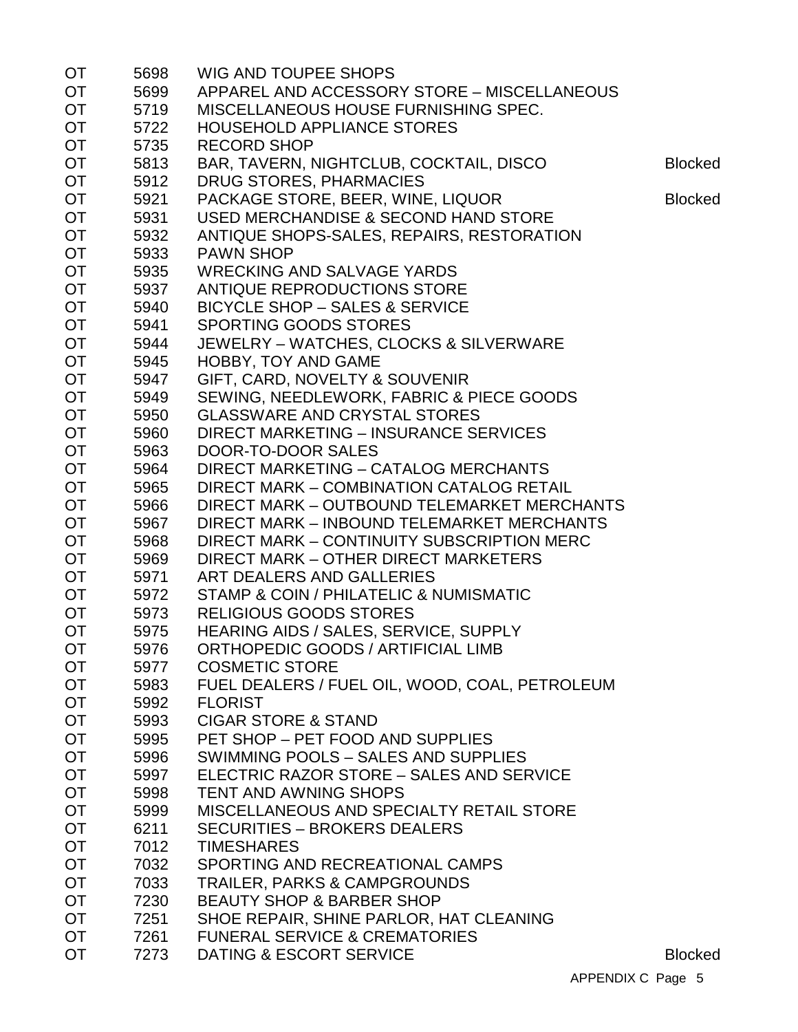| | | | |
|---|---|---|---|
| OT | 5698 | WIG AND TOUPEE SHOPS | |
| OT | 5699 | APPAREL AND ACCESSORY STORE – MISCELLANEOUS | |
| OT | 5719 | MISCELLANEOUS HOUSE FURNISHING SPEC. | |
| OT | 5722 | HOUSEHOLD APPLIANCE STORES | |
| OT | 5735 | RECORD SHOP | |
| OT | 5813 | BAR, TAVERN, NIGHTCLUB, COCKTAIL, DISCO | Blocked |
| OT | 5912 | DRUG STORES, PHARMACIES | |
| OT | 5921 | PACKAGE STORE, BEER, WINE, LIQUOR | Blocked |
| OT | 5931 | USED MERCHANDISE & SECOND HAND STORE | |
| OT | 5932 | ANTIQUE SHOPS-SALES, REPAIRS, RESTORATION | |
| OT | 5933 | PAWN SHOP | |
| OT | 5935 | WRECKING AND SALVAGE YARDS | |
| OT | 5937 | ANTIQUE REPRODUCTIONS STORE | |
| OT | 5940 | BICYCLE SHOP – SALES & SERVICE | |
| OT | 5941 | SPORTING GOODS STORES | |
| OT | 5944 | JEWELRY – WATCHES, CLOCKS & SILVERWARE | |
| OT | 5945 | HOBBY, TOY AND GAME | |
| OT | 5947 | GIFT, CARD, NOVELTY & SOUVENIR | |
| OT | 5949 | SEWING, NEEDLEWORK, FABRIC & PIECE GOODS | |
| OT | 5950 | GLASSWARE AND CRYSTAL STORES | |
| OT | 5960 | DIRECT MARKETING – INSURANCE SERVICES | |
| OT | 5963 | DOOR-TO-DOOR SALES | |
| OT | 5964 | DIRECT MARKETING – CATALOG MERCHANTS | |
| OT | 5965 | DIRECT MARK – COMBINATION CATALOG RETAIL | |
| OT | 5966 | DIRECT MARK – OUTBOUND TELEMARKET MERCHANTS | |
| OT | 5967 | DIRECT MARK – INBOUND TELEMARKET MERCHANTS | |
| OT | 5968 | DIRECT MARK – CONTINUITY SUBSCRIPTION MERC | |
| OT | 5969 | DIRECT MARK – OTHER DIRECT MARKETERS | |
| OT | 5971 | ART DEALERS AND GALLERIES | |
| OT | 5972 | STAMP & COIN / PHILATELIC & NUMISMATIC | |
| OT | 5973 | RELIGIOUS GOODS STORES | |
| OT | 5975 | HEARING AIDS / SALES, SERVICE, SUPPLY | |
| OT | 5976 | ORTHOPEDIC GOODS / ARTIFICIAL LIMB | |
| OT | 5977 | COSMETIC STORE | |
| OT | 5983 | FUEL DEALERS / FUEL OIL, WOOD, COAL, PETROLEUM | |
| OT | 5992 | FLORIST | |
| OT | 5993 | CIGAR STORE & STAND | |
| OT | 5995 | PET SHOP – PET FOOD AND SUPPLIES | |
| OT | 5996 | SWIMMING POOLS – SALES AND SUPPLIES | |
| OT | 5997 | ELECTRIC RAZOR STORE – SALES AND SERVICE | |
| OT | 5998 | TENT AND AWNING SHOPS | |
| OT | 5999 | MISCELLANEOUS AND SPECIALTY RETAIL STORE | |
| OT | 6211 | SECURITIES – BROKERS DEALERS | |
| OT | 7012 | TIMESHARES | |
| OT | 7032 | SPORTING AND RECREATIONAL CAMPS | |
| OT | 7033 | TRAILER, PARKS & CAMPGROUNDS | |
| OT | 7230 | BEAUTY SHOP & BARBER SHOP | |
| OT | 7251 | SHOE REPAIR, SHINE PARLOR, HAT CLEANING | |
| OT | 7261 | FUNERAL SERVICE & CREMATORIES | |
| OT | 7273 | DATING & ESCORT SERVICE | Blocked |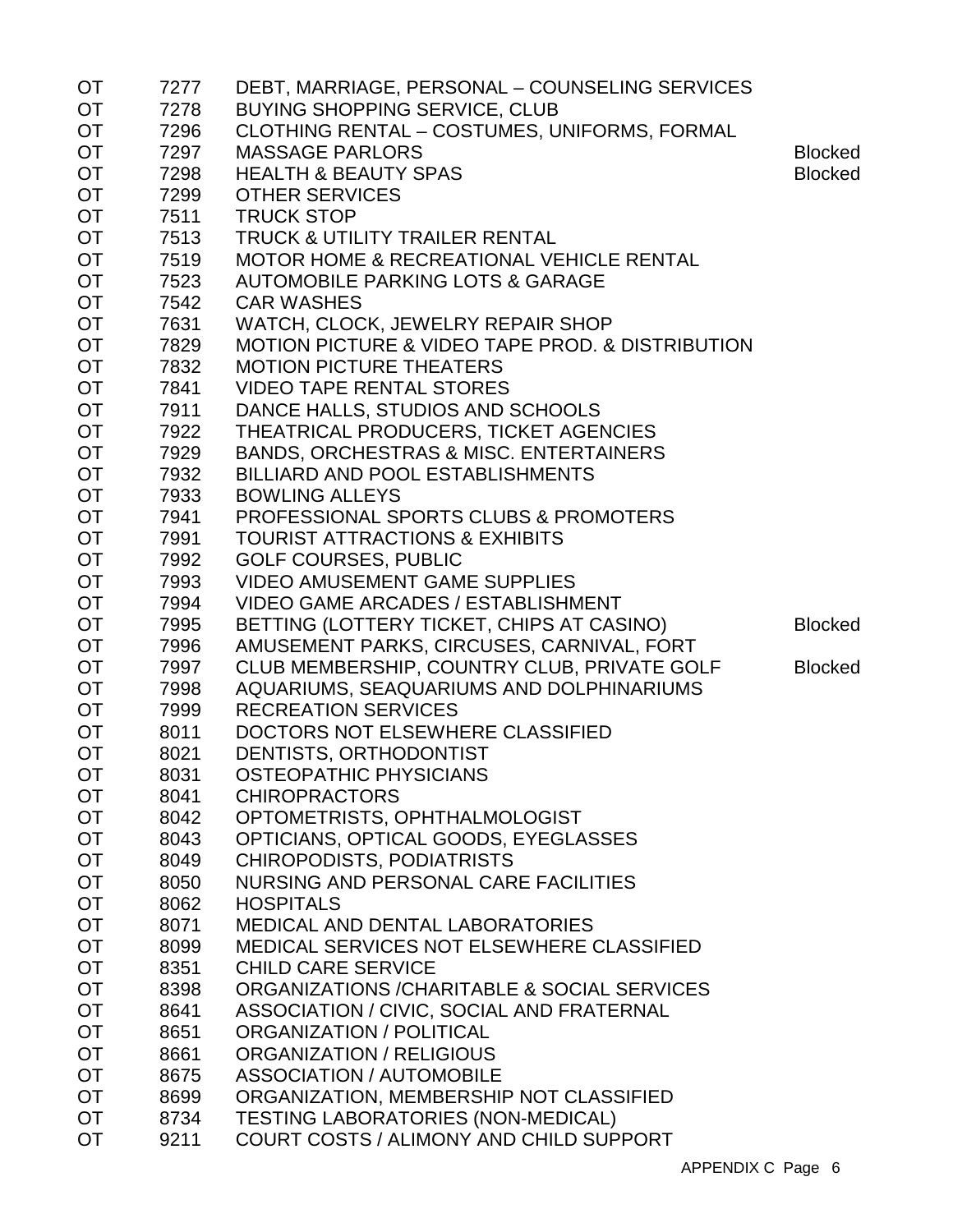| | | | |
|---|---|---|---|
| OT | 7277 | DEBT, MARRIAGE, PERSONAL – COUNSELING SERVICES | |
| OT | 7278 | BUYING SHOPPING SERVICE, CLUB | |
| OT | 7296 | CLOTHING RENTAL – COSTUMES, UNIFORMS, FORMAL | |
| OT | 7297 | MASSAGE PARLORS | Blocked |
| OT | 7298 | HEALTH & BEAUTY SPAS | Blocked |
| OT | 7299 | OTHER SERVICES | |
| OT | 7511 | TRUCK STOP | |
| OT | 7513 | TRUCK & UTILITY TRAILER RENTAL | |
| OT | 7519 | MOTOR HOME & RECREATIONAL VEHICLE RENTAL | |
| OT | 7523 | AUTOMOBILE PARKING LOTS & GARAGE | |
| OT | 7542 | CAR WASHES | |
| OT | 7631 | WATCH, CLOCK, JEWELRY REPAIR SHOP | |
| OT | 7829 | MOTION PICTURE & VIDEO TAPE PROD. & DISTRIBUTION | |
| OT | 7832 | MOTION PICTURE THEATERS | |
| OT | 7841 | VIDEO TAPE RENTAL STORES | |
| OT | 7911 | DANCE HALLS, STUDIOS AND SCHOOLS | |
| OT | 7922 | THEATRICAL PRODUCERS, TICKET AGENCIES | |
| OT | 7929 | BANDS, ORCHESTRAS & MISC. ENTERTAINERS | |
| OT | 7932 | BILLIARD AND POOL ESTABLISHMENTS | |
| OT | 7933 | BOWLING ALLEYS | |
| OT | 7941 | PROFESSIONAL SPORTS CLUBS & PROMOTERS | |
| OT | 7991 | TOURIST ATTRACTIONS & EXHIBITS | |
| OT | 7992 | GOLF COURSES, PUBLIC | |
| OT | 7993 | VIDEO AMUSEMENT GAME SUPPLIES | |
| OT | 7994 | VIDEO GAME ARCADES / ESTABLISHMENT | |
| OT | 7995 | BETTING (LOTTERY TICKET, CHIPS AT CASINO) | Blocked |
| OT | 7996 | AMUSEMENT PARKS, CIRCUSES, CARNIVAL, FORT | |
| OT | 7997 | CLUB MEMBERSHIP, COUNTRY CLUB, PRIVATE GOLF | Blocked |
| OT | 7998 | AQUARIUMS, SEAQUARIUMS AND DOLPHINARIUMS | |
| OT | 7999 | RECREATION SERVICES | |
| OT | 8011 | DOCTORS NOT ELSEWHERE CLASSIFIED | |
| OT | 8021 | DENTISTS, ORTHODONTIST | |
| OT | 8031 | OSTEOPATHIC PHYSICIANS | |
| OT | 8041 | CHIROPRACTORS | |
| OT | 8042 | OPTOMETRISTS, OPHTHALMOLOGIST | |
| OT | 8043 | OPTICIANS, OPTICAL GOODS, EYEGLASSES | |
| OT | 8049 | CHIROPODISTS, PODIATRISTS | |
| OT | 8050 | NURSING AND PERSONAL CARE FACILITIES | |
| OT | 8062 | HOSPITALS | |
| OT | 8071 | MEDICAL AND DENTAL LABORATORIES | |
| OT | 8099 | MEDICAL SERVICES NOT ELSEWHERE CLASSIFIED | |
| OT | 8351 | CHILD CARE SERVICE | |
| OT | 8398 | ORGANIZATIONS /CHARITABLE & SOCIAL SERVICES | |
| OT | 8641 | ASSOCIATION / CIVIC, SOCIAL AND FRATERNAL | |
| OT | 8651 | ORGANIZATION / POLITICAL | |
| OT | 8661 | ORGANIZATION / RELIGIOUS | |
| OT | 8675 | ASSOCIATION / AUTOMOBILE | |
| OT | 8699 | ORGANIZATION, MEMBERSHIP NOT CLASSIFIED | |
| OT | 8734 | TESTING LABORATORIES (NON-MEDICAL) | |
| OT | 9211 | COURT COSTS / ALIMONY AND CHILD SUPPORT | |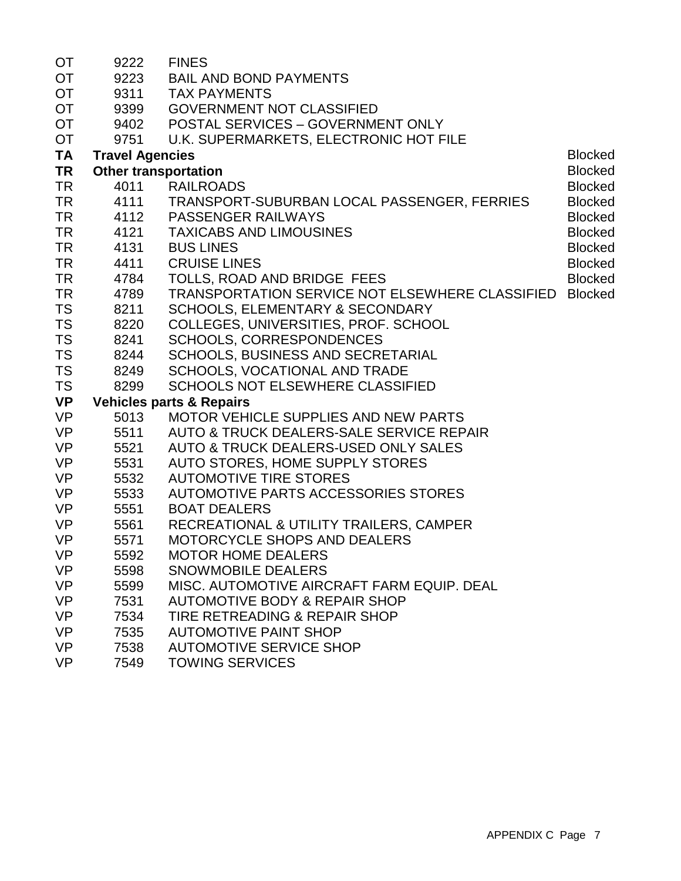| | | | |
|---|---|---|---|
| OT | 9222 | FINES | |
| OT | 9223 | BAIL AND BOND PAYMENTS | |
| OT | 9311 | TAX PAYMENTS | |
| OT | 9399 | GOVERNMENT NOT CLASSIFIED | |
| OT | 9402 | POSTAL SERVICES – GOVERNMENT ONLY | |
| OT | 9751 | U.K. SUPERMARKETS, ELECTRONIC HOT FILE | |
| **TA** | **Travel Agencies** | | Blocked |
| **TR** | **Other transportation** | | Blocked |
| TR | 4011 | RAILROADS | Blocked |
| TR | 4111 | TRANSPORT-SUBURBAN LOCAL PASSENGER, FERRIES | Blocked |
| TR | 4112 | PASSENGER RAILWAYS | Blocked |
| TR | 4121 | TAXICABS AND LIMOUSINES | Blocked |
| TR | 4131 | BUS LINES | Blocked |
| TR | 4411 | CRUISE LINES | Blocked |
| TR | 4784 | TOLLS, ROAD AND BRIDGE FEES | Blocked |
| TR | 4789 | TRANSPORTATION SERVICE NOT ELSEWHERE CLASSIFIED | Blocked |
| TS | 8211 | SCHOOLS, ELEMENTARY & SECONDARY | |
| TS | 8220 | COLLEGES, UNIVERSITIES, PROF. SCHOOL | |
| TS | 8241 | SCHOOLS, CORRESPONDENCES | |
| TS | 8244 | SCHOOLS, BUSINESS AND SECRETARIAL | |
| TS | 8249 | SCHOOLS, VOCATIONAL AND TRADE | |
| TS | 8299 | SCHOOLS NOT ELSEWHERE CLASSIFIED | |
| **VP** | **Vehicles parts & Repairs** | | |
| VP | 5013 | MOTOR VEHICLE SUPPLIES AND NEW PARTS | |
| VP | 5511 | AUTO & TRUCK DEALERS-SALE SERVICE REPAIR | |
| VP | 5521 | AUTO & TRUCK DEALERS-USED ONLY SALES | |
| VP | 5531 | AUTO STORES, HOME SUPPLY STORES | |
| VP | 5532 | AUTOMOTIVE TIRE STORES | |
| VP | 5533 | AUTOMOTIVE PARTS ACCESSORIES STORES | |
| VP | 5551 | BOAT DEALERS | |
| VP | 5561 | RECREATIONAL & UTILITY TRAILERS, CAMPER | |
| VP | 5571 | MOTORCYCLE SHOPS AND DEALERS | |
| VP | 5592 | MOTOR HOME DEALERS | |
| VP | 5598 | SNOWMOBILE DEALERS | |
| VP | 5599 | MISC. AUTOMOTIVE AIRCRAFT FARM EQUIP. DEAL | |
| VP | 7531 | AUTOMOTIVE BODY & REPAIR SHOP | |
| VP | 7534 | TIRE RETREADING & REPAIR SHOP | |
| VP | 7535 | AUTOMOTIVE PAINT SHOP | |
| VP | 7538 | AUTOMOTIVE SERVICE SHOP | |
| VP | 7549 | TOWING SERVICES | |